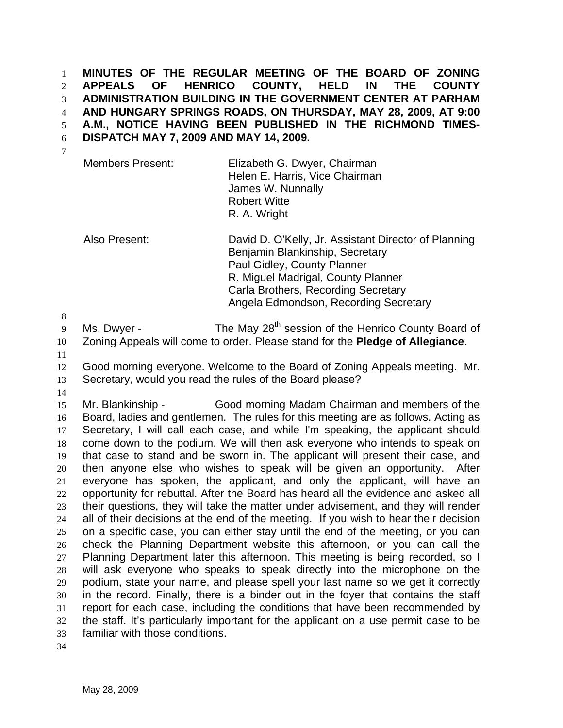**MINUTES OF THE REGULAR MEETING OF THE BOARD OF ZONING APPEALS OF HENRICO COUNTY, HELD IN THE COUNTY ADMINISTRATION BUILDING IN THE GOVERNMENT CENTER AT PARHAM AND HUNGARY SPRINGS ROADS, ON THURSDAY, MAY 28, 2009, AT 9:00 A.M., NOTICE HAVING BEEN PUBLISHED IN THE RICHMOND TIMES-DISPATCH MAY 7, 2009 AND MAY 14, 2009.**

| | |
|---|---|
| Members Present: | Elizabeth G. Dwyer, Chairman<br>Helen E. Harris, Vice Chairman<br>James W. Nunnally<br>Robert Witte<br>R. A. Wright |
| Also Present: | David D. O'Kelly, Jr. Assistant Director of Planning<br>Benjamin Blankinship, Secretary<br>Paul Gidley, County Planner<br>R. Miguel Madrigal, County Planner<br>Carla Brothers, Recording Secretary<br>Angela Edmondson, Recording Secretary |

Ms. Dwyer - The May 28th session of the Henrico County Board of Zoning Appeals will come to order. Please stand for the **Pledge of Allegiance**.

Good morning everyone. Welcome to the Board of Zoning Appeals meeting. Mr. Secretary, would you read the rules of the Board please?

Mr. Blankinship - Good morning Madam Chairman and members of the Board, ladies and gentlemen. The rules for this meeting are as follows. Acting as Secretary, I will call each case, and while I'm speaking, the applicant should come down to the podium. We will then ask everyone who intends to speak on that case to stand and be sworn in. The applicant will present their case, and then anyone else who wishes to speak will be given an opportunity. After everyone has spoken, the applicant, and only the applicant, will have an opportunity for rebuttal. After the Board has heard all the evidence and asked all their questions, they will take the matter under advisement, and they will render all of their decisions at the end of the meeting. If you wish to hear their decision on a specific case, you can either stay until the end of the meeting, or you can check the Planning Department website this afternoon, or you can call the Planning Department later this afternoon. This meeting is being recorded, so I will ask everyone who speaks to speak directly into the microphone on the podium, state your name, and please spell your last name so we get it correctly in the record. Finally, there is a binder out in the foyer that contains the staff report for each case, including the conditions that have been recommended by the staff. It's particularly important for the applicant on a use permit case to be familiar with those conditions.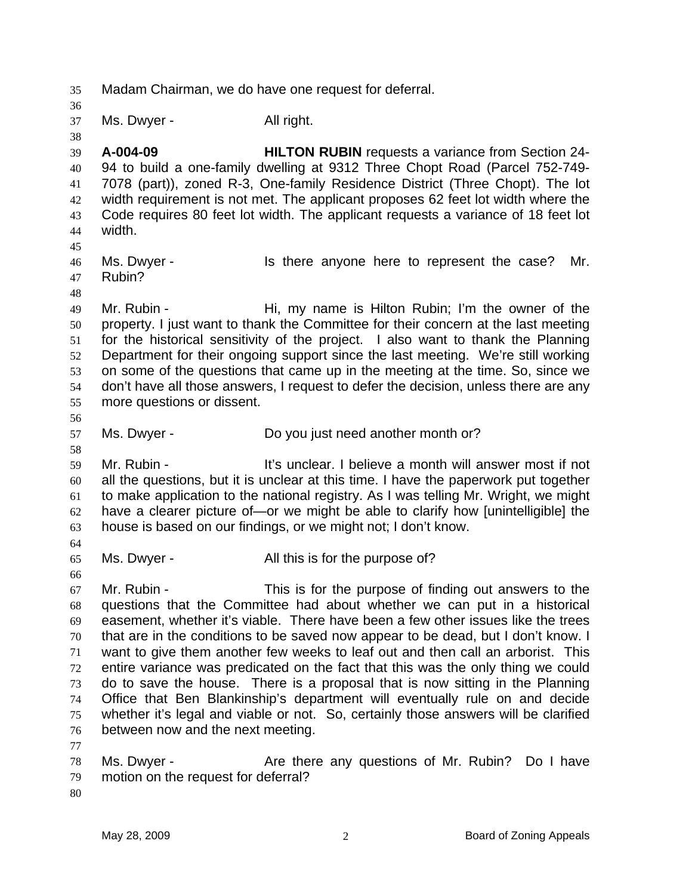Madam Chairman, we do have one request for deferral.

Ms. Dwyer - All right.

**A-004-09** **HILTON RUBIN** requests a variance from Section 24-94 to build a one-family dwelling at 9312 Three Chopt Road (Parcel 752-749-7078 (part)), zoned R-3, One-family Residence District (Three Chopt). The lot width requirement is not met. The applicant proposes 62 feet lot width where the Code requires 80 feet lot width. The applicant requests a variance of 18 feet lot width.

Ms. Dwyer - Is there anyone here to represent the case? Mr. Rubin?

Mr. Rubin - Hi, my name is Hilton Rubin; I'm the owner of the property. I just want to thank the Committee for their concern at the last meeting for the historical sensitivity of the project. I also want to thank the Planning Department for their ongoing support since the last meeting. We're still working on some of the questions that came up in the meeting at the time. So, since we don't have all those answers, I request to defer the decision, unless there are any more questions or dissent.

Ms. Dwyer - Do you just need another month or?

Mr. Rubin - It's unclear. I believe a month will answer most if not all the questions, but it is unclear at this time. I have the paperwork put together to make application to the national registry. As I was telling Mr. Wright, we might have a clearer picture of—or we might be able to clarify how [unintelligible] the house is based on our findings, or we might not; I don't know.

Ms. Dwyer - All this is for the purpose of?

Mr. Rubin - This is for the purpose of finding out answers to the questions that the Committee had about whether we can put in a historical easement, whether it's viable. There have been a few other issues like the trees that are in the conditions to be saved now appear to be dead, but I don't know. I want to give them another few weeks to leaf out and then call an arborist. This entire variance was predicated on the fact that this was the only thing we could do to save the house. There is a proposal that is now sitting in the Planning Office that Ben Blankinship's department will eventually rule on and decide whether it's legal and viable or not. So, certainly those answers will be clarified between now and the next meeting.

Ms. Dwyer - Are there any questions of Mr. Rubin? Do I have motion on the request for deferral?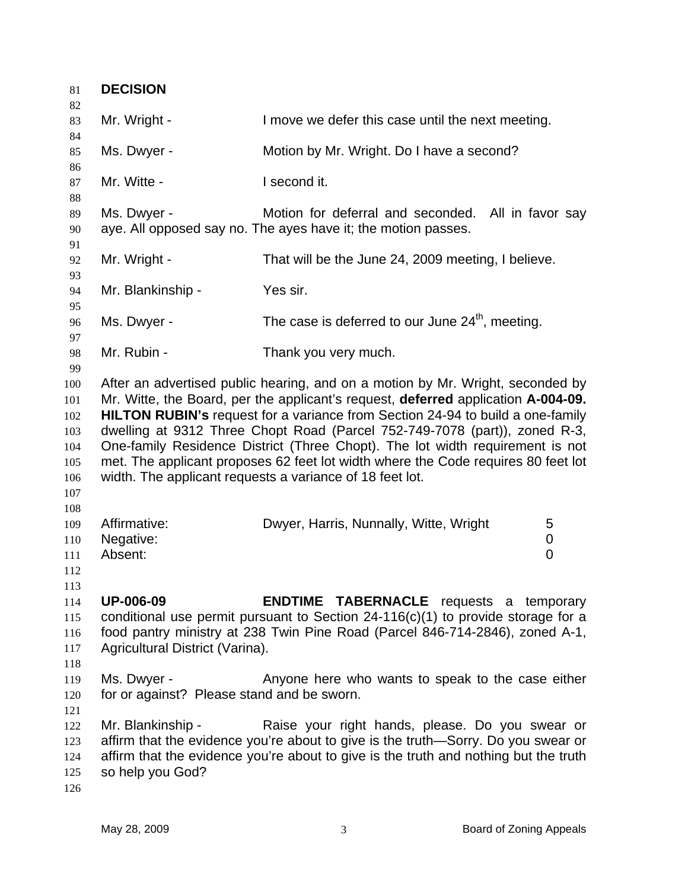**DECISION**

Mr. Wright - I move we defer this case until the next meeting.

Ms. Dwyer - Motion by Mr. Wright. Do I have a second?

Mr. Witte - I second it.

Ms. Dwyer - Motion for deferral and seconded. All in favor say aye. All opposed say no. The ayes have it; the motion passes.

Mr. Wright - That will be the June 24, 2009 meeting, I believe.

Mr. Blankinship - Yes sir.

Ms. Dwyer - The case is deferred to our June 24th, meeting.

Mr. Rubin - Thank you very much.

After an advertised public hearing, and on a motion by Mr. Wright, seconded by Mr. Witte, the Board, per the applicant's request, **deferred** application **A-004-09. HILTON RUBIN's** request for a variance from Section 24-94 to build a one-family dwelling at 9312 Three Chopt Road (Parcel 752-749-7078 (part)), zoned R-3, One-family Residence District (Three Chopt). The lot width requirement is not met. The applicant proposes 62 feet lot width where the Code requires 80 feet lot width. The applicant requests a variance of 18 feet lot.

| | | |
|---|---|---|
| Affirmative: | Dwyer, Harris, Nunnally, Witte, Wright | 5 |
| Negative: | | 0 |
| Absent: | | 0 |

**UP-006-09** **ENDTIME TABERNACLE** requests a temporary conditional use permit pursuant to Section 24-116(c)(1) to provide storage for a food pantry ministry at 238 Twin Pine Road (Parcel 846-714-2846), zoned A-1, Agricultural District (Varina).

Ms. Dwyer - Anyone here who wants to speak to the case either for or against? Please stand and be sworn.

Mr. Blankinship - Raise your right hands, please. Do you swear or affirm that the evidence you're about to give is the truth—Sorry. Do you swear or affirm that the evidence you're about to give is the truth and nothing but the truth so help you God?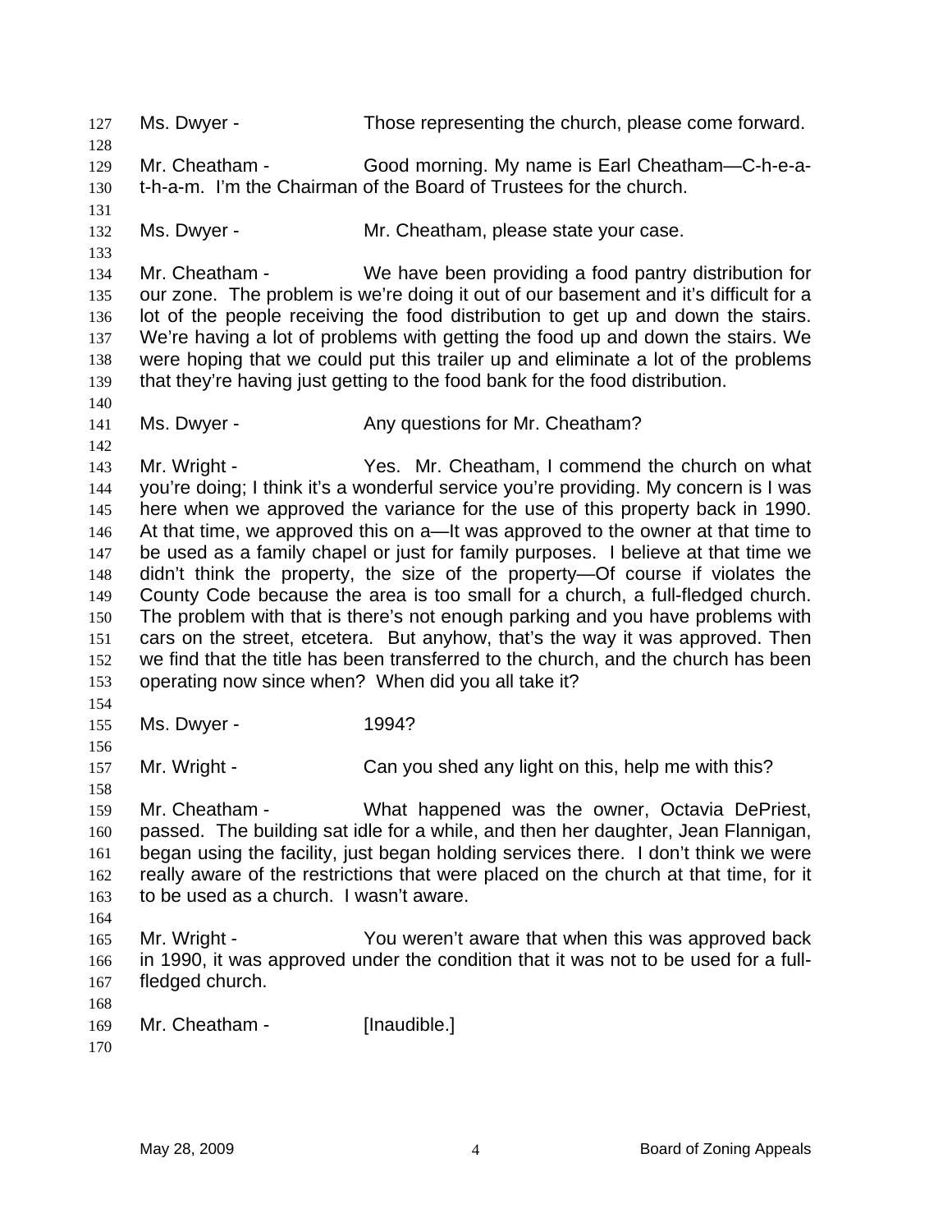Ms. Dwyer - Those representing the church, please come forward.

Mr. Cheatham - Good morning. My name is Earl Cheatham—C-h-e-a-t-h-a-m. I'm the Chairman of the Board of Trustees for the church.

Ms. Dwyer - Mr. Cheatham, please state your case.

Mr. Cheatham - We have been providing a food pantry distribution for our zone. The problem is we're doing it out of our basement and it's difficult for a lot of the people receiving the food distribution to get up and down the stairs. We're having a lot of problems with getting the food up and down the stairs. We were hoping that we could put this trailer up and eliminate a lot of the problems that they're having just getting to the food bank for the food distribution.

Ms. Dwyer - Any questions for Mr. Cheatham?

Mr. Wright - Yes. Mr. Cheatham, I commend the church on what you're doing; I think it's a wonderful service you're providing. My concern is I was here when we approved the variance for the use of this property back in 1990. At that time, we approved this on a—It was approved to the owner at that time to be used as a family chapel or just for family purposes. I believe at that time we didn't think the property, the size of the property—Of course if violates the County Code because the area is too small for a church, a full-fledged church. The problem with that is there's not enough parking and you have problems with cars on the street, etcetera. But anyhow, that's the way it was approved. Then we find that the title has been transferred to the church, and the church has been operating now since when? When did you all take it?

Ms. Dwyer - 1994?

Mr. Wright - Can you shed any light on this, help me with this?

Mr. Cheatham - What happened was the owner, Octavia DePriest, passed. The building sat idle for a while, and then her daughter, Jean Flannigan, began using the facility, just began holding services there. I don't think we were really aware of the restrictions that were placed on the church at that time, for it to be used as a church. I wasn't aware.

Mr. Wright - You weren't aware that when this was approved back in 1990, it was approved under the condition that it was not to be used for a full-fledged church.

Mr. Cheatham - [Inaudible.]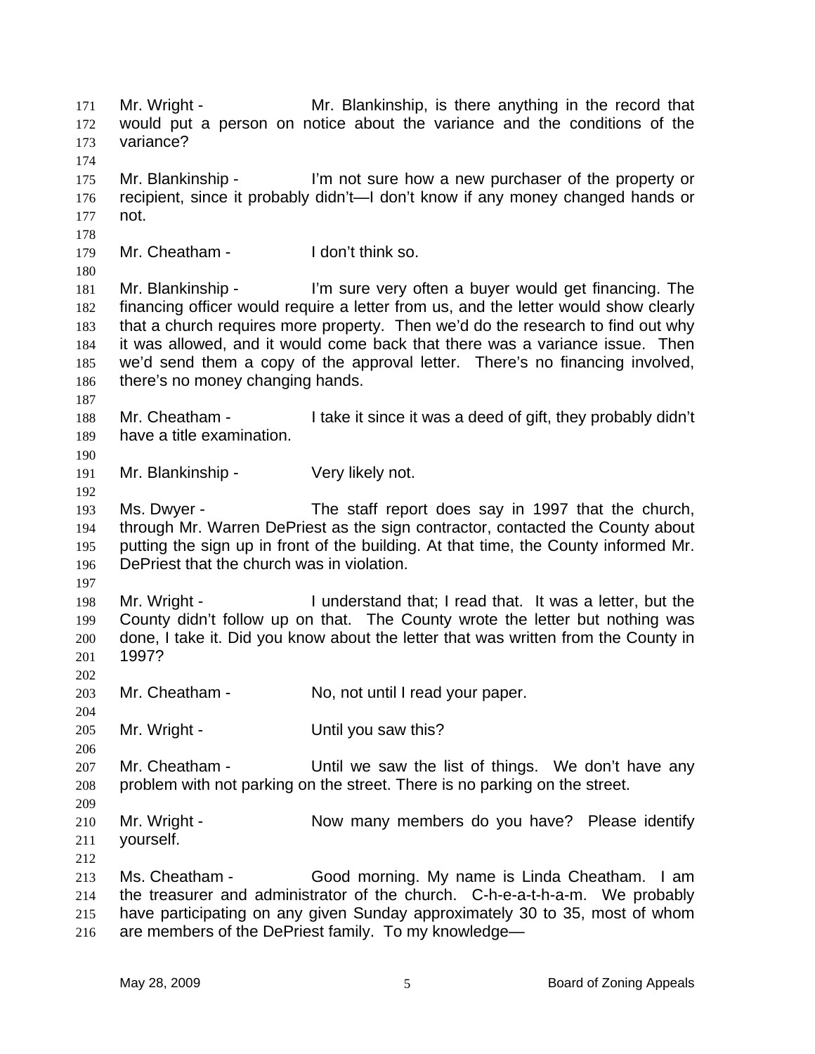Mr. Wright - Mr. Blankinship, is there anything in the record that would put a person on notice about the variance and the conditions of the variance?

Mr. Blankinship - I'm not sure how a new purchaser of the property or recipient, since it probably didn't—I don't know if any money changed hands or not.

Mr. Cheatham - I don't think so.

Mr. Blankinship - I'm sure very often a buyer would get financing. The financing officer would require a letter from us, and the letter would show clearly that a church requires more property. Then we'd do the research to find out why it was allowed, and it would come back that there was a variance issue. Then we'd send them a copy of the approval letter. There's no financing involved, there's no money changing hands.

Mr. Cheatham - I take it since it was a deed of gift, they probably didn't have a title examination.

Mr. Blankinship - Very likely not.

Ms. Dwyer - The staff report does say in 1997 that the church, through Mr. Warren DePriest as the sign contractor, contacted the County about putting the sign up in front of the building. At that time, the County informed Mr. DePriest that the church was in violation.

Mr. Wright - I understand that; I read that. It was a letter, but the County didn't follow up on that. The County wrote the letter but nothing was done, I take it. Did you know about the letter that was written from the County in 1997?

Mr. Cheatham - No, not until I read your paper.

Mr. Wright - Until you saw this?

Mr. Cheatham - Until we saw the list of things. We don't have any problem with not parking on the street. There is no parking on the street.

Mr. Wright - Now many members do you have? Please identify yourself.

Ms. Cheatham - Good morning. My name is Linda Cheatham. I am the treasurer and administrator of the church. C-h-e-a-t-h-a-m. We probably have participating on any given Sunday approximately 30 to 35, most of whom are members of the DePriest family. To my knowledge—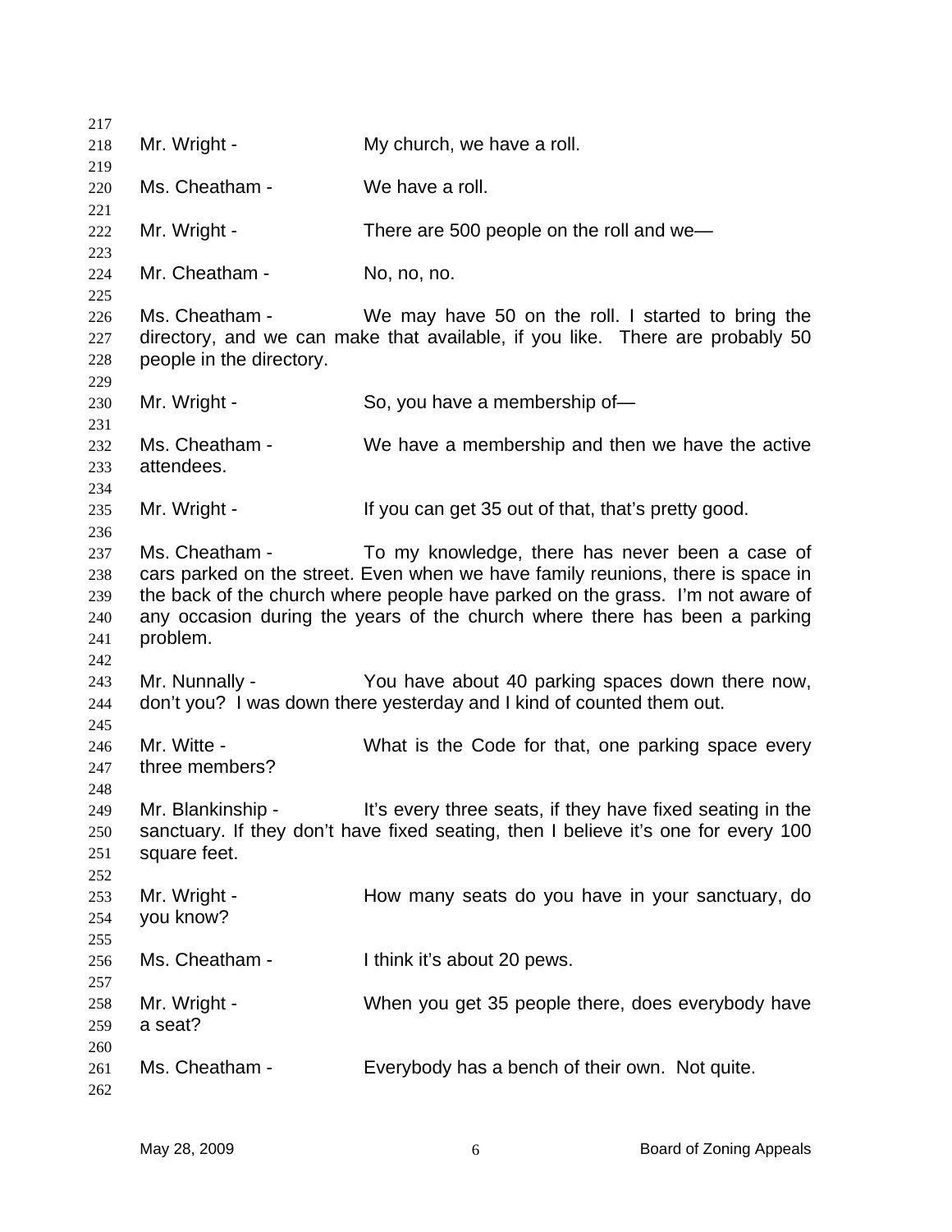Mr. Wright - My church, we have a roll.

Ms. Cheatham - We have a roll.

Mr. Wright - There are 500 people on the roll and we—

Mr. Cheatham - No, no, no.

Ms. Cheatham - We may have 50 on the roll. I started to bring the directory, and we can make that available, if you like. There are probably 50 people in the directory.

Mr. Wright - So, you have a membership of—

Ms. Cheatham - We have a membership and then we have the active attendees.

Mr. Wright - If you can get 35 out of that, that's pretty good.

Ms. Cheatham - To my knowledge, there has never been a case of cars parked on the street. Even when we have family reunions, there is space in the back of the church where people have parked on the grass. I'm not aware of any occasion during the years of the church where there has been a parking problem.

Mr. Nunnally - You have about 40 parking spaces down there now, don't you? I was down there yesterday and I kind of counted them out.

Mr. Witte - What is the Code for that, one parking space every three members?

Mr. Blankinship - It's every three seats, if they have fixed seating in the sanctuary. If they don't have fixed seating, then I believe it's one for every 100 square feet.

Mr. Wright - How many seats do you have in your sanctuary, do you know?

Ms. Cheatham - I think it's about 20 pews.

Mr. Wright - When you get 35 people there, does everybody have a seat?

Ms. Cheatham - Everybody has a bench of their own. Not quite.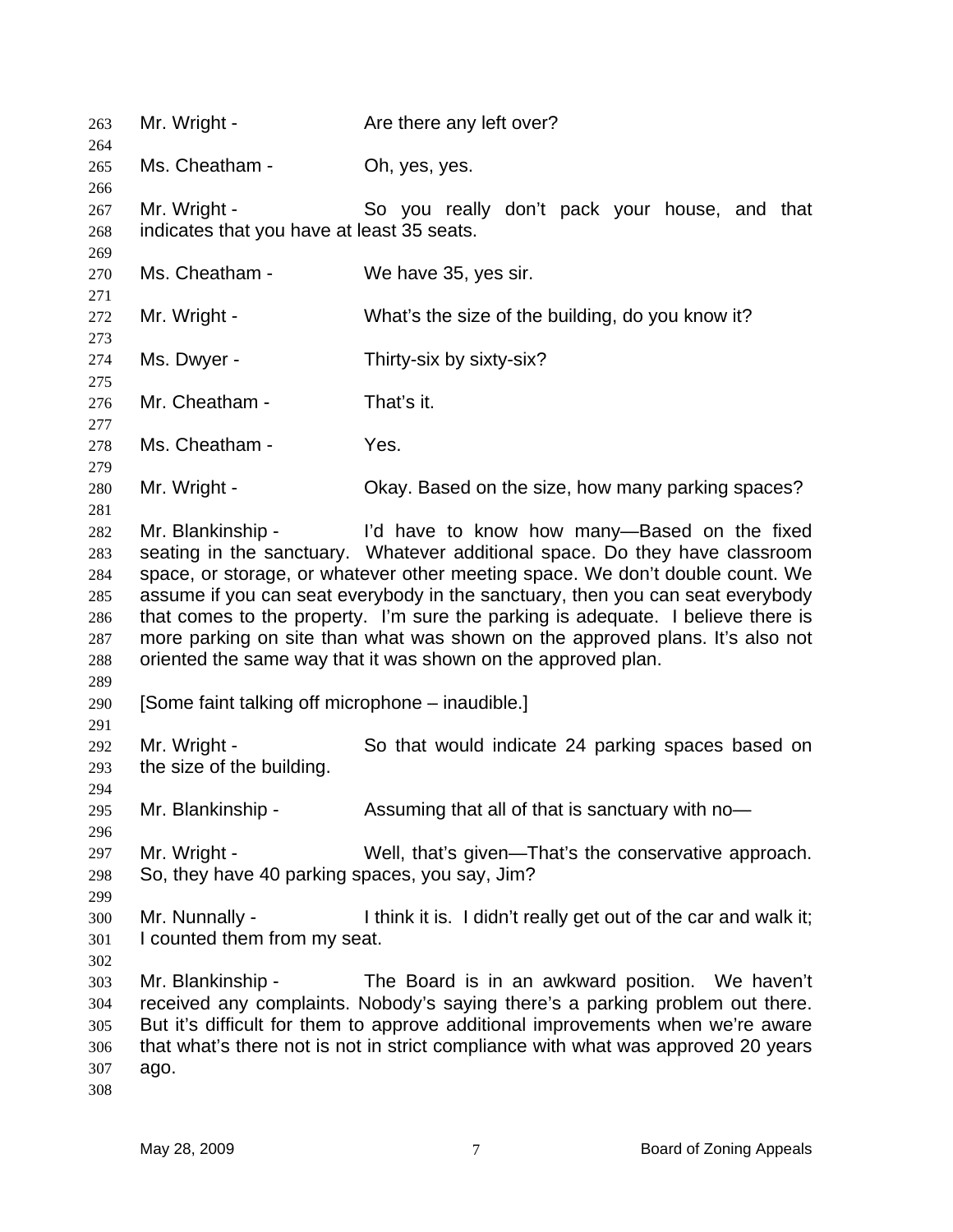Mr. Wright - Are there any left over?

Ms. Cheatham - Oh, yes, yes.

Mr. Wright - So you really don't pack your house, and that indicates that you have at least 35 seats.

Ms. Cheatham - We have 35, yes sir.

Mr. Wright - What's the size of the building, do you know it?

Ms. Dwyer - Thirty-six by sixty-six?

Mr. Cheatham - That's it.

Ms. Cheatham - Yes.

Mr. Wright - Okay. Based on the size, how many parking spaces?

Mr. Blankinship - I'd have to know how many—Based on the fixed seating in the sanctuary. Whatever additional space. Do they have classroom space, or storage, or whatever other meeting space. We don't double count. We assume if you can seat everybody in the sanctuary, then you can seat everybody that comes to the property. I'm sure the parking is adequate. I believe there is more parking on site than what was shown on the approved plans. It's also not oriented the same way that it was shown on the approved plan.

[Some faint talking off microphone – inaudible.]

Mr. Wright - So that would indicate 24 parking spaces based on the size of the building.

Mr. Blankinship - Assuming that all of that is sanctuary with no—

Mr. Wright - Well, that's given—That's the conservative approach. So, they have 40 parking spaces, you say, Jim?

Mr. Nunnally - I think it is. I didn't really get out of the car and walk it; I counted them from my seat.

Mr. Blankinship - The Board is in an awkward position. We haven't received any complaints. Nobody's saying there's a parking problem out there. But it's difficult for them to approve additional improvements when we're aware that what's there not is not in strict compliance with what was approved 20 years ago.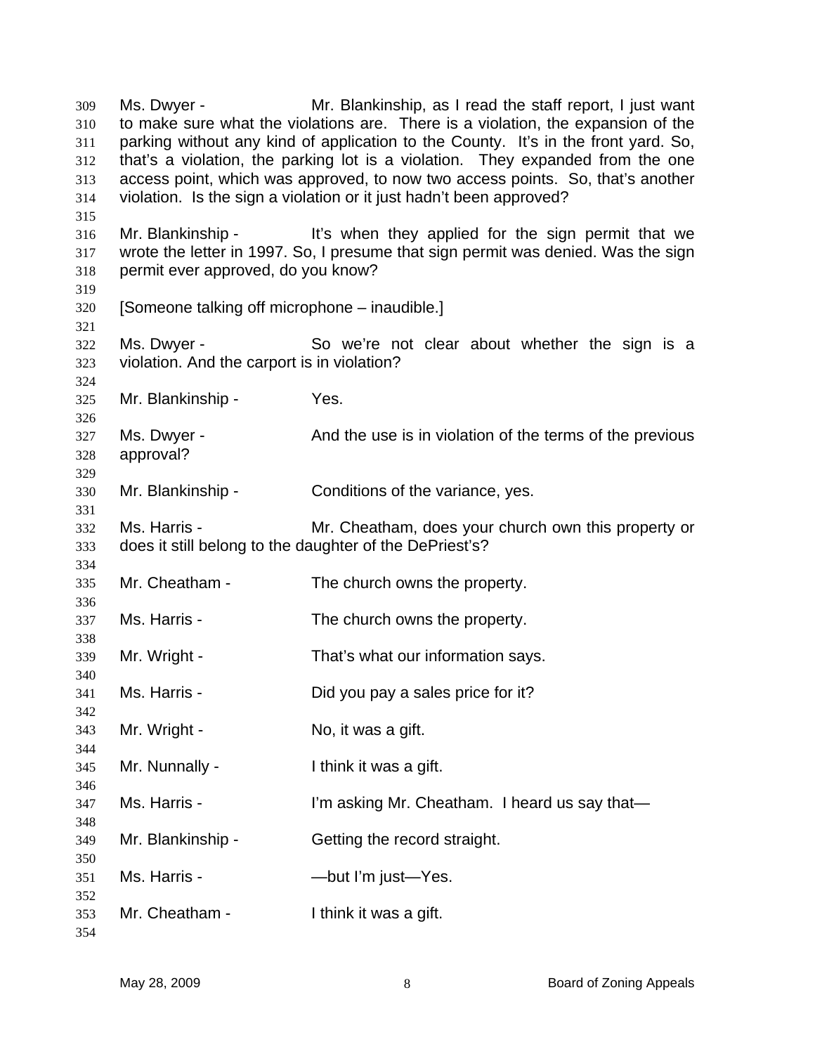Ms. Dwyer - Mr. Blankinship, as I read the staff report, I just want to make sure what the violations are. There is a violation, the expansion of the parking without any kind of application to the County. It's in the front yard. So, that's a violation, the parking lot is a violation. They expanded from the one access point, which was approved, to now two access points. So, that's another violation. Is the sign a violation or it just hadn't been approved?

Mr. Blankinship - It's when they applied for the sign permit that we wrote the letter in 1997. So, I presume that sign permit was denied. Was the sign permit ever approved, do you know?

[Someone talking off microphone – inaudible.]

Ms. Dwyer - So we're not clear about whether the sign is a violation. And the carport is in violation?

Mr. Blankinship - Yes.

Ms. Dwyer - And the use is in violation of the terms of the previous approval?

Mr. Blankinship - Conditions of the variance, yes.

Ms. Harris - Mr. Cheatham, does your church own this property or does it still belong to the daughter of the DePriest's?

Mr. Cheatham - The church owns the property.

Ms. Harris - The church owns the property.

Mr. Wright - That's what our information says.

Ms. Harris - Did you pay a sales price for it?

Mr. Wright - No, it was a gift.

Mr. Nunnally - I think it was a gift.

Ms. Harris - I'm asking Mr. Cheatham. I heard us say that—

Mr. Blankinship - Getting the record straight.

Ms. Harris - —but I'm just—Yes.

Mr. Cheatham - I think it was a gift.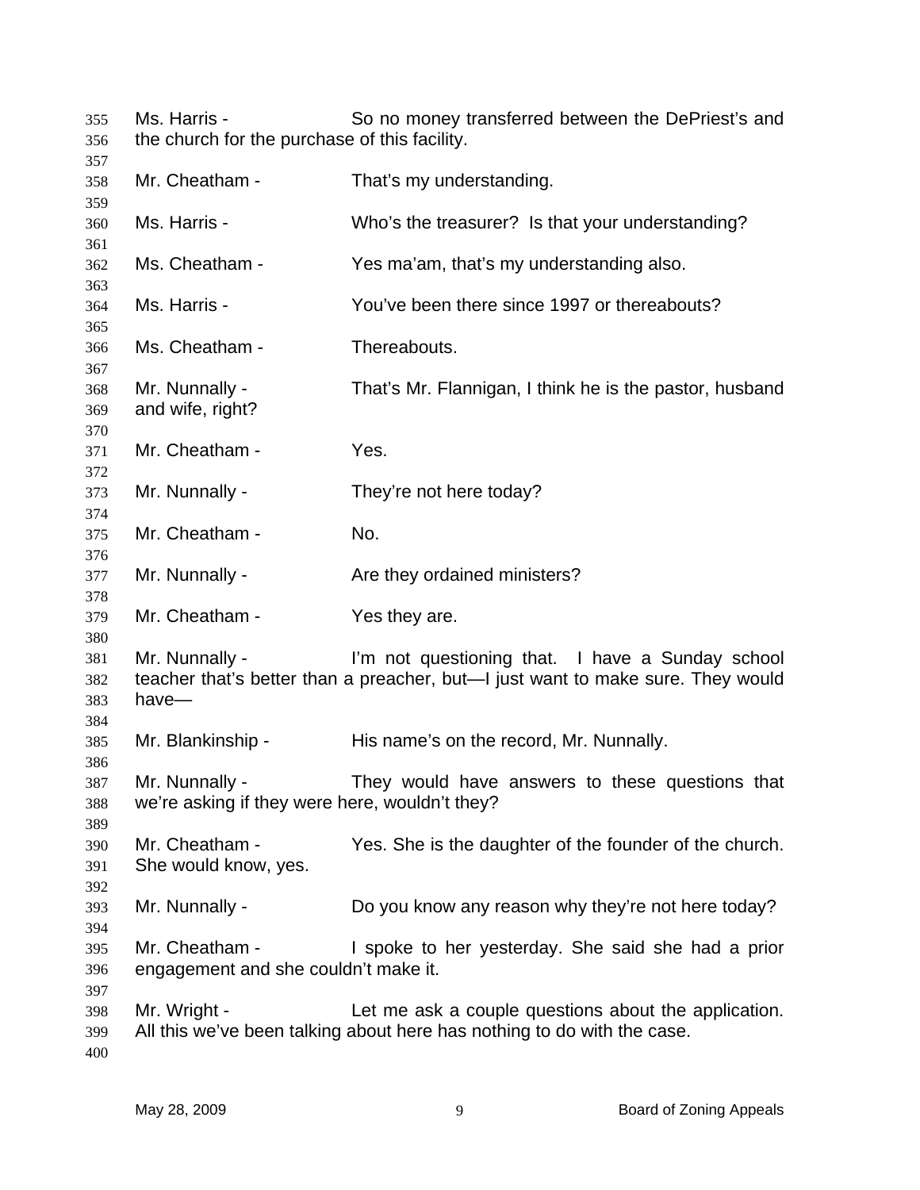Ms. Harris - So no money transferred between the DePriest's and the church for the purchase of this facility.

Mr. Cheatham - That's my understanding.

Ms. Harris - Who's the treasurer? Is that your understanding?

Ms. Cheatham - Yes ma'am, that's my understanding also.

Ms. Harris - You've been there since 1997 or thereabouts?

Ms. Cheatham - Thereabouts.

Mr. Nunnally - That's Mr. Flannigan, I think he is the pastor, husband and wife, right?

Mr. Cheatham - Yes.

Mr. Nunnally - They're not here today?

Mr. Cheatham - No.

Mr. Nunnally - Are they ordained ministers?

Mr. Cheatham - Yes they are.

Mr. Nunnally - I'm not questioning that. I have a Sunday school teacher that's better than a preacher, but—I just want to make sure. They would have—

Mr. Blankinship - His name's on the record, Mr. Nunnally.

Mr. Nunnally - They would have answers to these questions that we're asking if they were here, wouldn't they?

Mr. Cheatham - Yes. She is the daughter of the founder of the church. She would know, yes.

Mr. Nunnally - Do you know any reason why they're not here today?

Mr. Cheatham - I spoke to her yesterday. She said she had a prior engagement and she couldn't make it.

Mr. Wright - Let me ask a couple questions about the application. All this we've been talking about here has nothing to do with the case.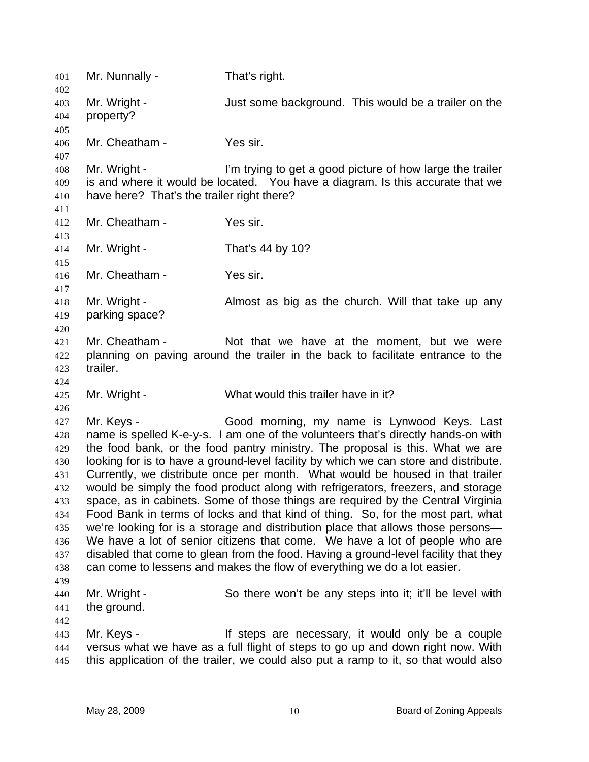Mr. Nunnally - That's right.

Mr. Wright - Just some background. This would be a trailer on the property?

Mr. Cheatham - Yes sir.

Mr. Wright - I'm trying to get a good picture of how large the trailer is and where it would be located. You have a diagram. Is this accurate that we have here? That's the trailer right there?

Mr. Cheatham - Yes sir.

Mr. Wright - That's 44 by 10?

Mr. Cheatham - Yes sir.

Mr. Wright - Almost as big as the church. Will that take up any parking space?

Mr. Cheatham - Not that we have at the moment, but we were planning on paving around the trailer in the back to facilitate entrance to the trailer.

Mr. Wright - What would this trailer have in it?

Mr. Keys - Good morning, my name is Lynwood Keys. Last name is spelled K-e-y-s. I am one of the volunteers that's directly hands-on with the food bank, or the food pantry ministry. The proposal is this. What we are looking for is to have a ground-level facility by which we can store and distribute. Currently, we distribute once per month. What would be housed in that trailer would be simply the food product along with refrigerators, freezers, and storage space, as in cabinets. Some of those things are required by the Central Virginia Food Bank in terms of locks and that kind of thing. So, for the most part, what we're looking for is a storage and distribution place that allows those persons— We have a lot of senior citizens that come. We have a lot of people who are disabled that come to glean from the food. Having a ground-level facility that they can come to lessens and makes the flow of everything we do a lot easier.

Mr. Wright - So there won't be any steps into it; it'll be level with the ground.

Mr. Keys - If steps are necessary, it would only be a couple versus what we have as a full flight of steps to go up and down right now. With this application of the trailer, we could also put a ramp to it, so that would also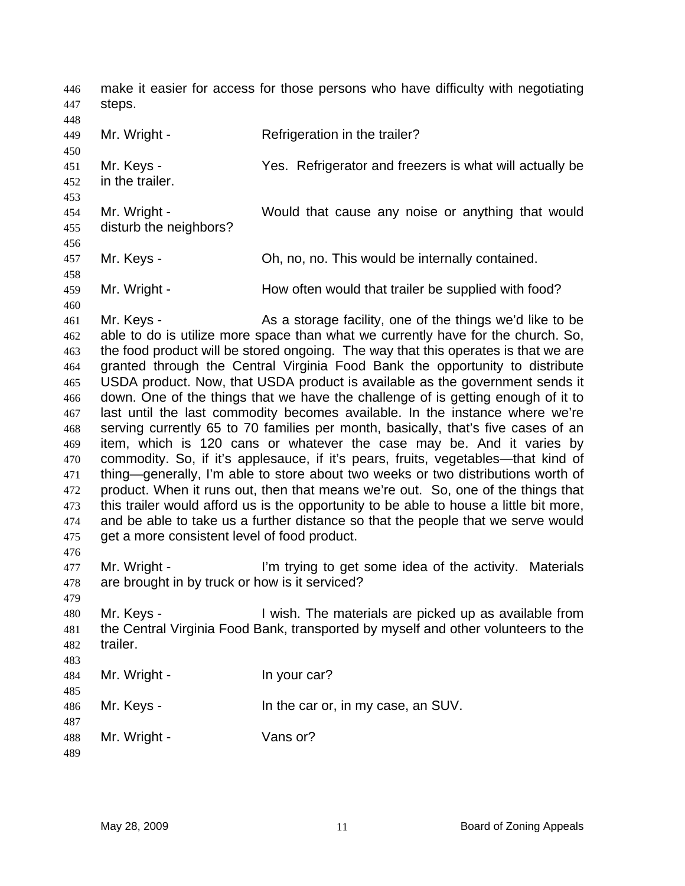make it easier for access for those persons who have difficulty with negotiating steps.

Mr. Wright - Refrigeration in the trailer?

Mr. Keys - Yes. Refrigerator and freezers is what will actually be in the trailer.

Mr. Wright - Would that cause any noise or anything that would disturb the neighbors?

Mr. Keys - Oh, no, no. This would be internally contained.

Mr. Wright - How often would that trailer be supplied with food?

Mr. Keys - As a storage facility, one of the things we'd like to be able to do is utilize more space than what we currently have for the church. So, the food product will be stored ongoing. The way that this operates is that we are granted through the Central Virginia Food Bank the opportunity to distribute USDA product. Now, that USDA product is available as the government sends it down. One of the things that we have the challenge of is getting enough of it to last until the last commodity becomes available. In the instance where we're serving currently 65 to 70 families per month, basically, that's five cases of an item, which is 120 cans or whatever the case may be. And it varies by commodity. So, if it's applesauce, if it's pears, fruits, vegetables—that kind of thing—generally, I'm able to store about two weeks or two distributions worth of product. When it runs out, then that means we're out. So, one of the things that this trailer would afford us is the opportunity to be able to house a little bit more, and be able to take us a further distance so that the people that we serve would get a more consistent level of food product.

Mr. Wright - I'm trying to get some idea of the activity. Materials are brought in by truck or how is it serviced?

Mr. Keys - I wish. The materials are picked up as available from the Central Virginia Food Bank, transported by myself and other volunteers to the trailer.

Mr. Wright - In your car?

Mr. Keys - In the car or, in my case, an SUV.

Mr. Wright - Vans or?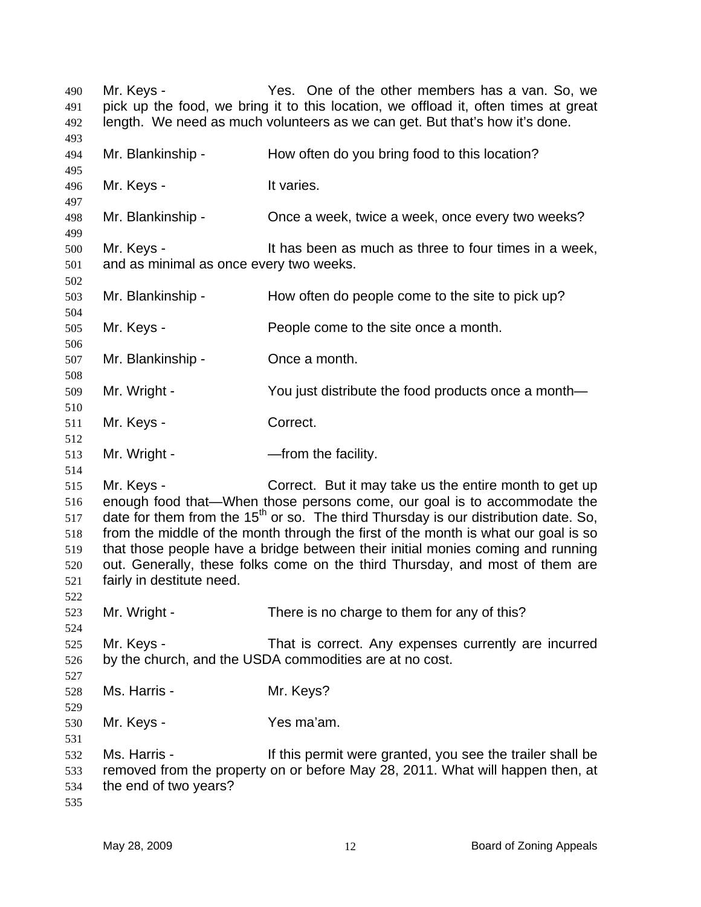490 Mr. Keys - Yes. One of the other members has a van. So, we
491 pick up the food, we bring it to this location, we offload it, often times at great
492 length. We need as much volunteers as we can get. But that's how it's done.
493
494 Mr. Blankinship - How often do you bring food to this location?
495
496 Mr. Keys - It varies.
497
498 Mr. Blankinship - Once a week, twice a week, once every two weeks?
499
500 Mr. Keys - It has been as much as three to four times in a week,
501 and as minimal as once every two weeks.
502
503 Mr. Blankinship - How often do people come to the site to pick up?
504
505 Mr. Keys - People come to the site once a month.
506
507 Mr. Blankinship - Once a month.
508
509 Mr. Wright - You just distribute the food products once a month—
510
511 Mr. Keys - Correct.
512
513 Mr. Wright - —from the facility.
514
515 Mr. Keys - Correct. But it may take us the entire month to get up
516 enough food that—When those persons come, our goal is to accommodate the
517 date for them from the 15th or so. The third Thursday is our distribution date. So,
518 from the middle of the month through the first of the month is what our goal is so
519 that those people have a bridge between their initial monies coming and running
520 out. Generally, these folks come on the third Thursday, and most of them are
521 fairly in destitute need.
522
523 Mr. Wright - There is no charge to them for any of this?
524
525 Mr. Keys - That is correct. Any expenses currently are incurred
526 by the church, and the USDA commodities are at no cost.
527
528 Ms. Harris - Mr. Keys?
529
530 Mr. Keys - Yes ma'am.
531
532 Ms. Harris - If this permit were granted, you see the trailer shall be
533 removed from the property on or before May 28, 2011. What will happen then, at
534 the end of two years?
535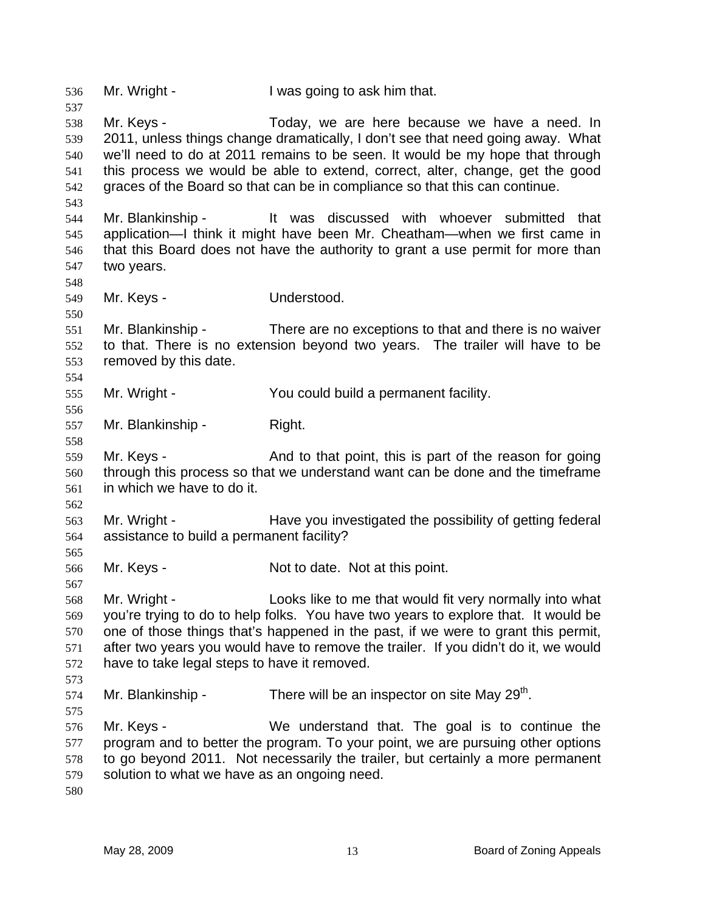Mr. Wright - I was going to ask him that.

Mr. Keys - Today, we are here because we have a need. In 2011, unless things change dramatically, I don't see that need going away. What we'll need to do at 2011 remains to be seen. It would be my hope that through this process we would be able to extend, correct, alter, change, get the good graces of the Board so that can be in compliance so that this can continue.

Mr. Blankinship - It was discussed with whoever submitted that application—I think it might have been Mr. Cheatham—when we first came in that this Board does not have the authority to grant a use permit for more than two years.

Mr. Keys - Understood.

Mr. Blankinship - There are no exceptions to that and there is no waiver to that. There is no extension beyond two years. The trailer will have to be removed by this date.

Mr. Wright - You could build a permanent facility.

Mr. Blankinship - Right.

Mr. Keys - And to that point, this is part of the reason for going through this process so that we understand want can be done and the timeframe in which we have to do it.

Mr. Wright - Have you investigated the possibility of getting federal assistance to build a permanent facility?

Mr. Keys - Not to date. Not at this point.

Mr. Wright - Looks like to me that would fit very normally into what you're trying to do to help folks. You have two years to explore that. It would be one of those things that's happened in the past, if we were to grant this permit, after two years you would have to remove the trailer. If you didn't do it, we would have to take legal steps to have it removed.

Mr. Blankinship - There will be an inspector on site May 29th.

Mr. Keys - We understand that. The goal is to continue the program and to better the program. To your point, we are pursuing other options to go beyond 2011. Not necessarily the trailer, but certainly a more permanent solution to what we have as an ongoing need.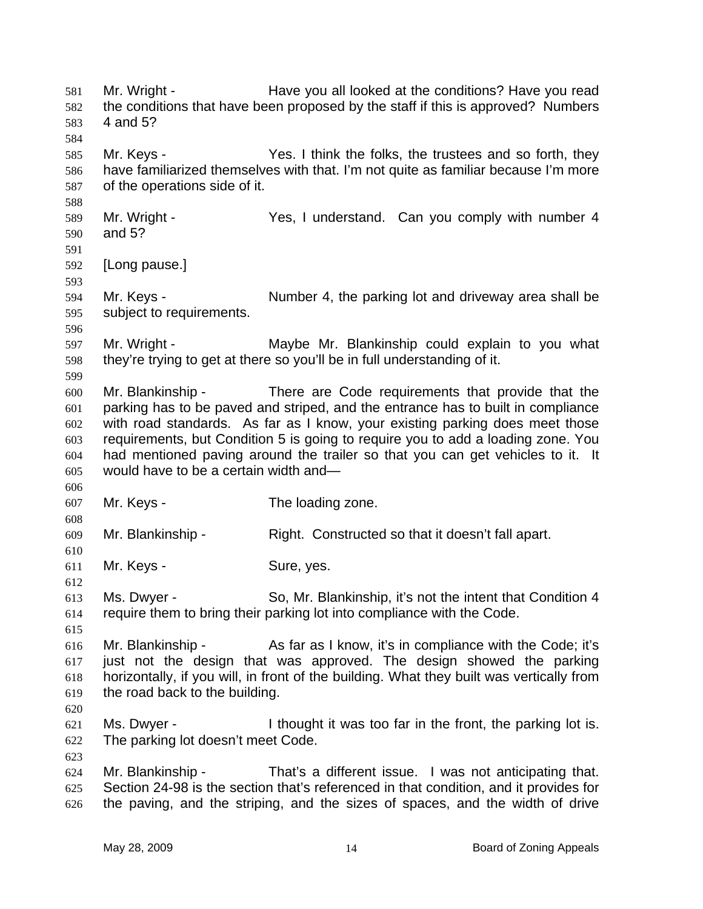Mr. Wright - Have you all looked at the conditions? Have you read the conditions that have been proposed by the staff if this is approved? Numbers 4 and 5?

Mr. Keys - Yes. I think the folks, the trustees and so forth, they have familiarized themselves with that. I'm not quite as familiar because I'm more of the operations side of it.

Mr. Wright - Yes, I understand. Can you comply with number 4 and 5?

[Long pause.]

Mr. Keys - Number 4, the parking lot and driveway area shall be subject to requirements.

Mr. Wright - Maybe Mr. Blankinship could explain to you what they're trying to get at there so you'll be in full understanding of it.

Mr. Blankinship - There are Code requirements that provide that the parking has to be paved and striped, and the entrance has to built in compliance with road standards. As far as I know, your existing parking does meet those requirements, but Condition 5 is going to require you to add a loading zone. You had mentioned paving around the trailer so that you can get vehicles to it. It would have to be a certain width and—

Mr. Keys - The loading zone.

Mr. Blankinship - Right. Constructed so that it doesn't fall apart.

Mr. Keys - Sure, yes.

Ms. Dwyer - So, Mr. Blankinship, it's not the intent that Condition 4 require them to bring their parking lot into compliance with the Code.

Mr. Blankinship - As far as I know, it's in compliance with the Code; it's just not the design that was approved. The design showed the parking horizontally, if you will, in front of the building. What they built was vertically from the road back to the building.

Ms. Dwyer - I thought it was too far in the front, the parking lot is. The parking lot doesn't meet Code.

Mr. Blankinship - That's a different issue. I was not anticipating that. Section 24-98 is the section that's referenced in that condition, and it provides for the paving, and the striping, and the sizes of spaces, and the width of drive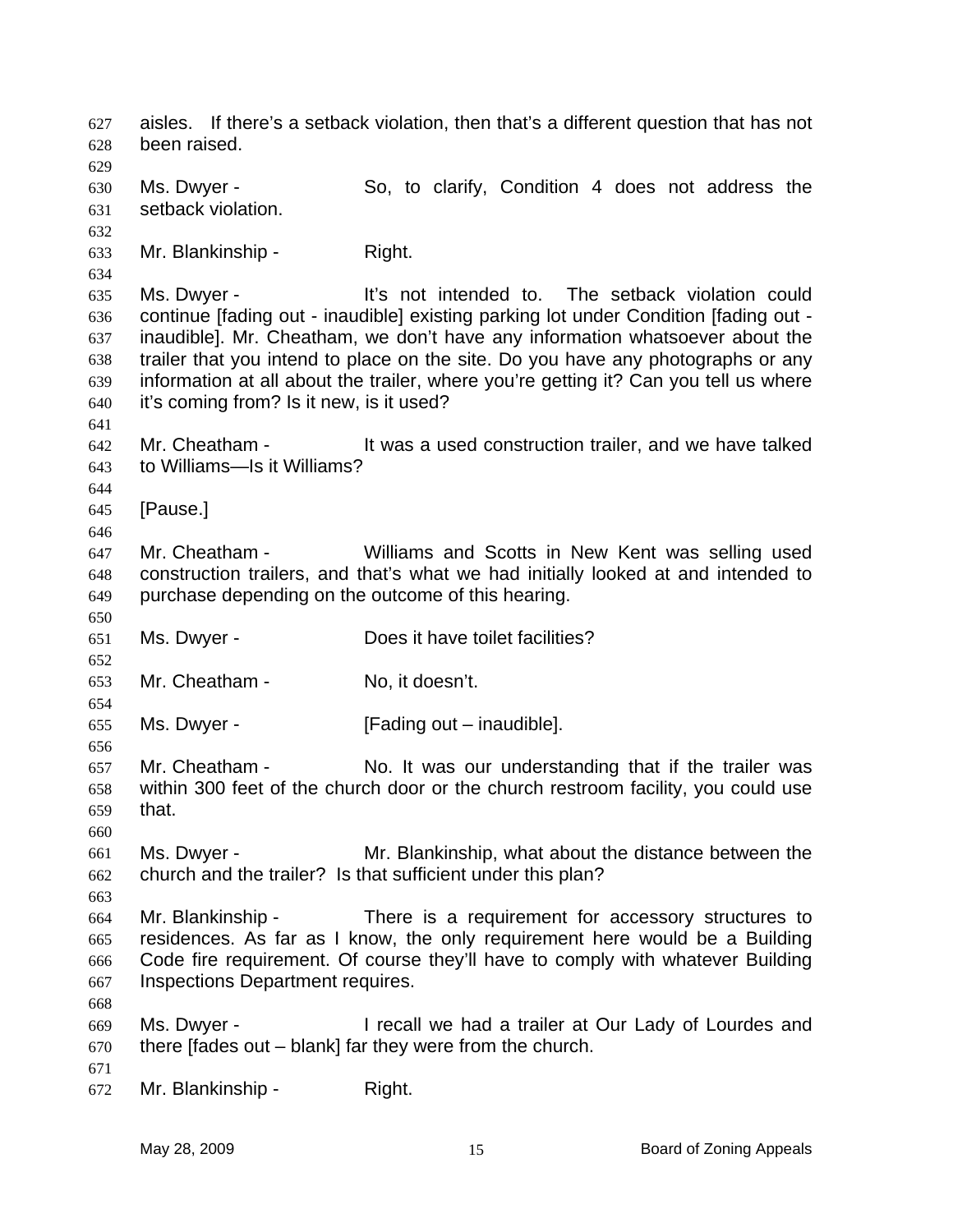aisles. If there's a setback violation, then that's a different question that has not been raised.

Ms. Dwyer - So, to clarify, Condition 4 does not address the setback violation.

Mr. Blankinship - Right.

Ms. Dwyer - It's not intended to. The setback violation could continue [fading out - inaudible] existing parking lot under Condition [fading out - inaudible]. Mr. Cheatham, we don't have any information whatsoever about the trailer that you intend to place on the site. Do you have any photographs or any information at all about the trailer, where you're getting it? Can you tell us where it's coming from? Is it new, is it used?

Mr. Cheatham - It was a used construction trailer, and we have talked to Williams—Is it Williams?

[Pause.]

Mr. Cheatham - Williams and Scotts in New Kent was selling used construction trailers, and that's what we had initially looked at and intended to purchase depending on the outcome of this hearing.

Ms. Dwyer - Does it have toilet facilities?

Mr. Cheatham - No, it doesn't.

Ms. Dwyer - [Fading out – inaudible].

Mr. Cheatham - No. It was our understanding that if the trailer was within 300 feet of the church door or the church restroom facility, you could use that.

Ms. Dwyer - Mr. Blankinship, what about the distance between the church and the trailer? Is that sufficient under this plan?

Mr. Blankinship - There is a requirement for accessory structures to residences. As far as I know, the only requirement here would be a Building Code fire requirement. Of course they'll have to comply with whatever Building Inspections Department requires.

Ms. Dwyer - I recall we had a trailer at Our Lady of Lourdes and there [fades out – blank] far they were from the church.

Mr. Blankinship - Right.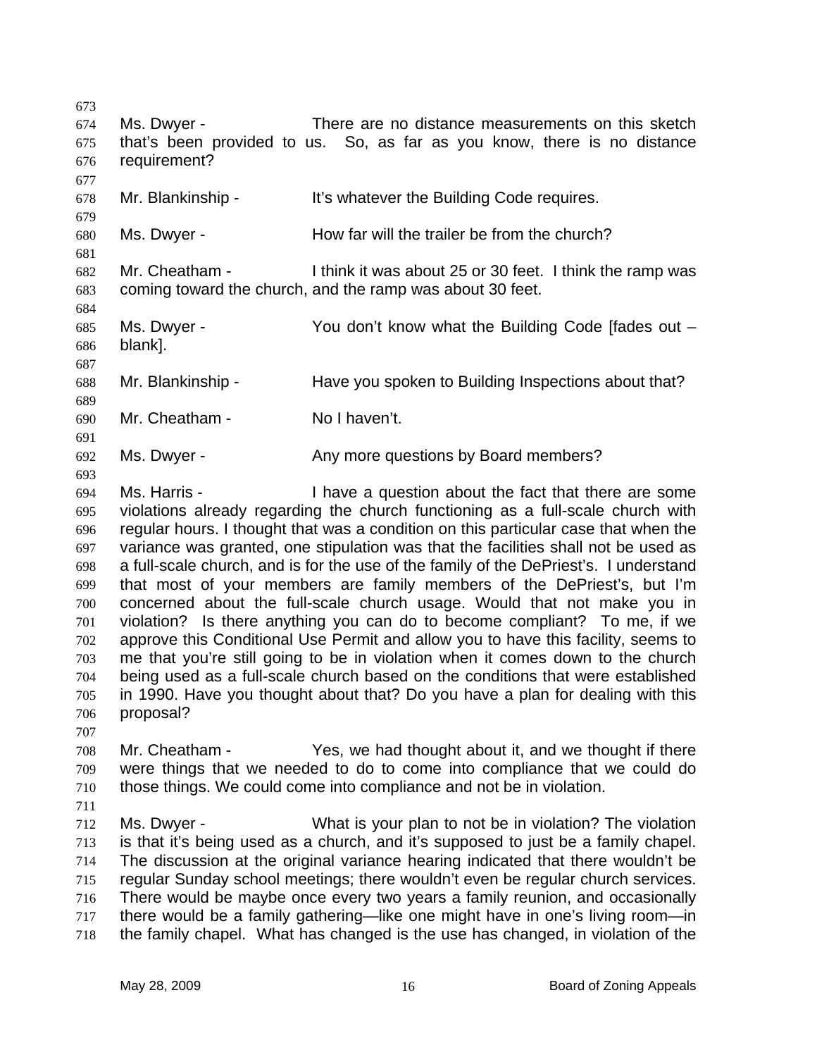Ms. Dwyer - There are no distance measurements on this sketch that's been provided to us. So, as far as you know, there is no distance requirement?

Mr. Blankinship - It's whatever the Building Code requires.

Ms. Dwyer - How far will the trailer be from the church?

Mr. Cheatham - I think it was about 25 or 30 feet. I think the ramp was coming toward the church, and the ramp was about 30 feet.

Ms. Dwyer - You don't know what the Building Code [fades out – blank].

Mr. Blankinship - Have you spoken to Building Inspections about that?

Mr. Cheatham - No I haven't.

Ms. Dwyer - Any more questions by Board members?

Ms. Harris - I have a question about the fact that there are some violations already regarding the church functioning as a full-scale church with regular hours. I thought that was a condition on this particular case that when the variance was granted, one stipulation was that the facilities shall not be used as a full-scale church, and is for the use of the family of the DePriest's. I understand that most of your members are family members of the DePriest's, but I'm concerned about the full-scale church usage. Would that not make you in violation? Is there anything you can do to become compliant? To me, if we approve this Conditional Use Permit and allow you to have this facility, seems to me that you're still going to be in violation when it comes down to the church being used as a full-scale church based on the conditions that were established in 1990. Have you thought about that? Do you have a plan for dealing with this proposal?

Mr. Cheatham - Yes, we had thought about it, and we thought if there were things that we needed to do to come into compliance that we could do those things. We could come into compliance and not be in violation.

Ms. Dwyer - What is your plan to not be in violation? The violation is that it's being used as a church, and it's supposed to just be a family chapel. The discussion at the original variance hearing indicated that there wouldn't be regular Sunday school meetings; there wouldn't even be regular church services. There would be maybe once every two years a family reunion, and occasionally there would be a family gathering—like one might have in one's living room—in the family chapel. What has changed is the use has changed, in violation of the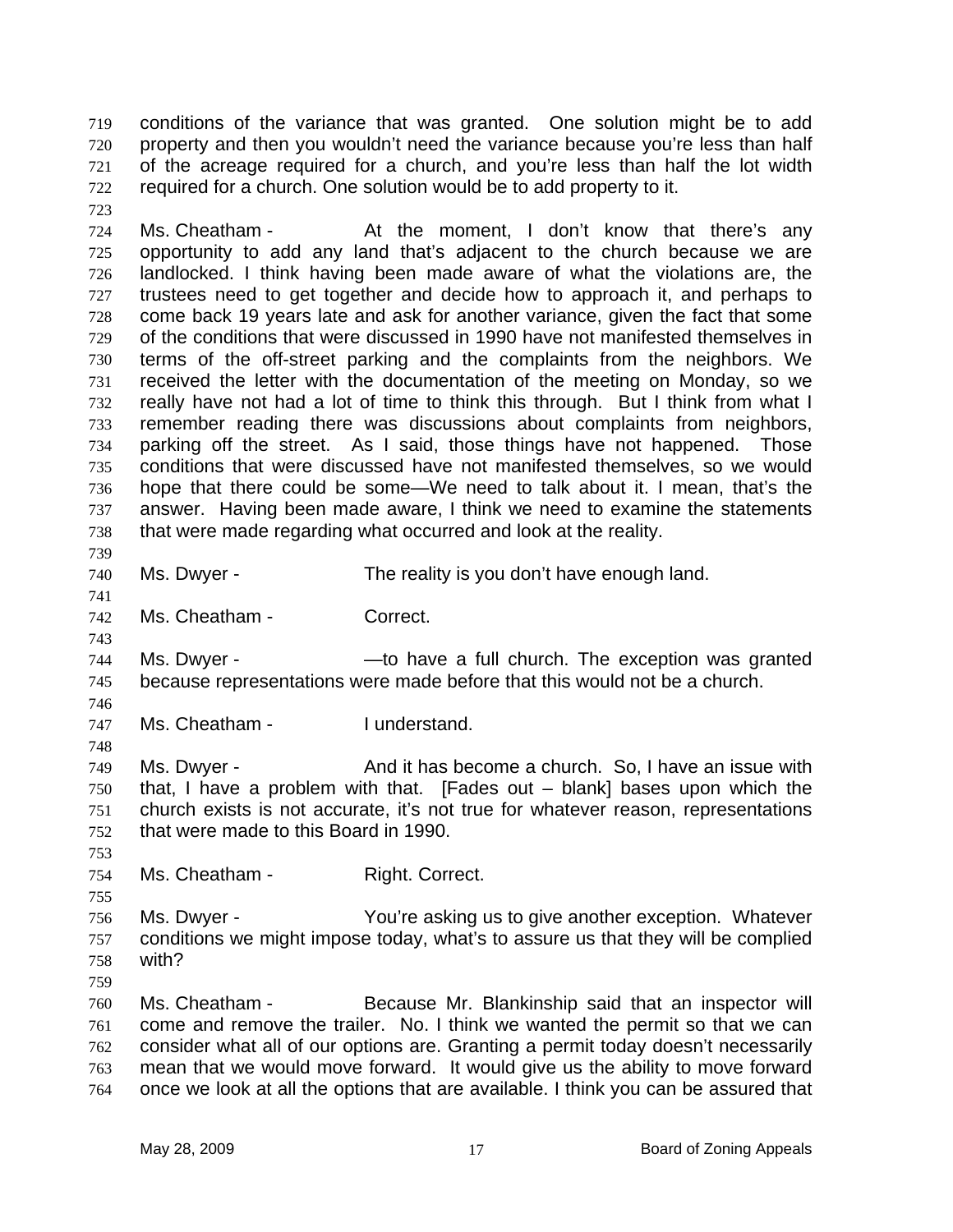conditions of the variance that was granted. One solution might be to add property and then you wouldn't need the variance because you're less than half of the acreage required for a church, and you're less than half the lot width required for a church. One solution would be to add property to it.

Ms. Cheatham - At the moment, I don't know that there's any opportunity to add any land that's adjacent to the church because we are landlocked. I think having been made aware of what the violations are, the trustees need to get together and decide how to approach it, and perhaps to come back 19 years late and ask for another variance, given the fact that some of the conditions that were discussed in 1990 have not manifested themselves in terms of the off-street parking and the complaints from the neighbors. We received the letter with the documentation of the meeting on Monday, so we really have not had a lot of time to think this through. But I think from what I remember reading there was discussions about complaints from neighbors, parking off the street. As I said, those things have not happened. Those conditions that were discussed have not manifested themselves, so we would hope that there could be some—We need to talk about it. I mean, that's the answer. Having been made aware, I think we need to examine the statements that were made regarding what occurred and look at the reality.

Ms. Dwyer - The reality is you don't have enough land.

Ms. Cheatham - Correct.

Ms. Dwyer - —to have a full church. The exception was granted because representations were made before that this would not be a church.

Ms. Cheatham - I understand.

Ms. Dwyer - And it has become a church. So, I have an issue with that, I have a problem with that. [Fades out – blank] bases upon which the church exists is not accurate, it's not true for whatever reason, representations that were made to this Board in 1990.

Ms. Cheatham - Right. Correct.

Ms. Dwyer - You're asking us to give another exception. Whatever conditions we might impose today, what's to assure us that they will be complied with?

Ms. Cheatham - Because Mr. Blankinship said that an inspector will come and remove the trailer. No. I think we wanted the permit so that we can consider what all of our options are. Granting a permit today doesn't necessarily mean that we would move forward. It would give us the ability to move forward once we look at all the options that are available. I think you can be assured that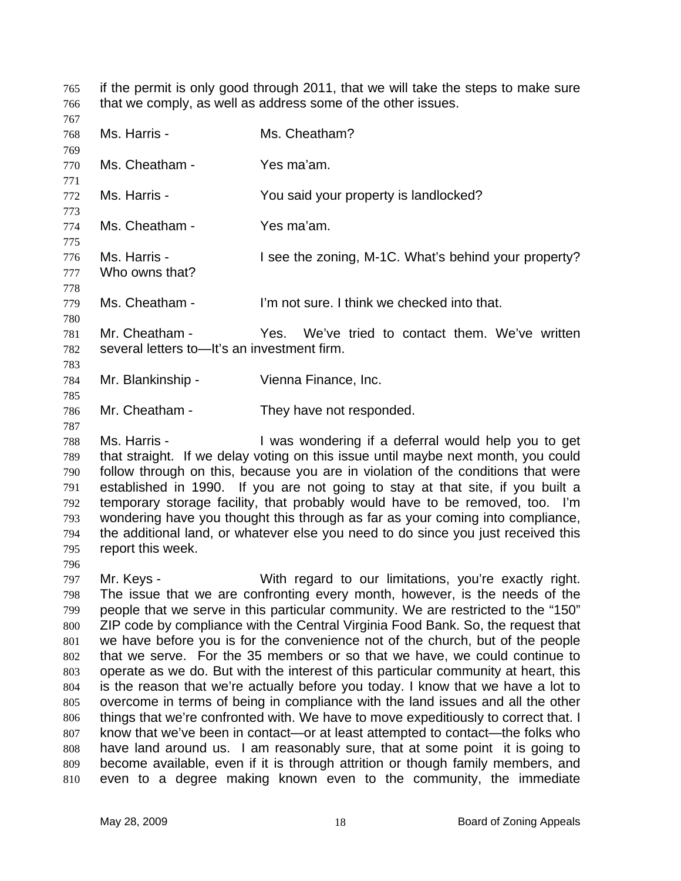if the permit is only good through 2011, that we will take the steps to make sure that we comply, as well as address some of the other issues.

Ms. Harris - Ms. Cheatham?

Ms. Cheatham - Yes ma'am.

Ms. Harris - You said your property is landlocked?

Ms. Cheatham - Yes ma'am.

Ms. Harris - I see the zoning, M-1C. What's behind your property? Who owns that?

Ms. Cheatham - I'm not sure. I think we checked into that.

Mr. Cheatham - Yes. We've tried to contact them. We've written several letters to—It's an investment firm.

Mr. Blankinship - Vienna Finance, Inc.

Mr. Cheatham - They have not responded.

Ms. Harris - I was wondering if a deferral would help you to get that straight. If we delay voting on this issue until maybe next month, you could follow through on this, because you are in violation of the conditions that were established in 1990. If you are not going to stay at that site, if you built a temporary storage facility, that probably would have to be removed, too. I'm wondering have you thought this through as far as your coming into compliance, the additional land, or whatever else you need to do since you just received this report this week.

Mr. Keys - With regard to our limitations, you're exactly right. The issue that we are confronting every month, however, is the needs of the people that we serve in this particular community. We are restricted to the "150" ZIP code by compliance with the Central Virginia Food Bank. So, the request that we have before you is for the convenience not of the church, but of the people that we serve. For the 35 members or so that we have, we could continue to operate as we do. But with the interest of this particular community at heart, this is the reason that we're actually before you today. I know that we have a lot to overcome in terms of being in compliance with the land issues and all the other things that we're confronted with. We have to move expeditiously to correct that. I know that we've been in contact—or at least attempted to contact—the folks who have land around us. I am reasonably sure, that at some point it is going to become available, even if it is through attrition or though family members, and even to a degree making known even to the community, the immediate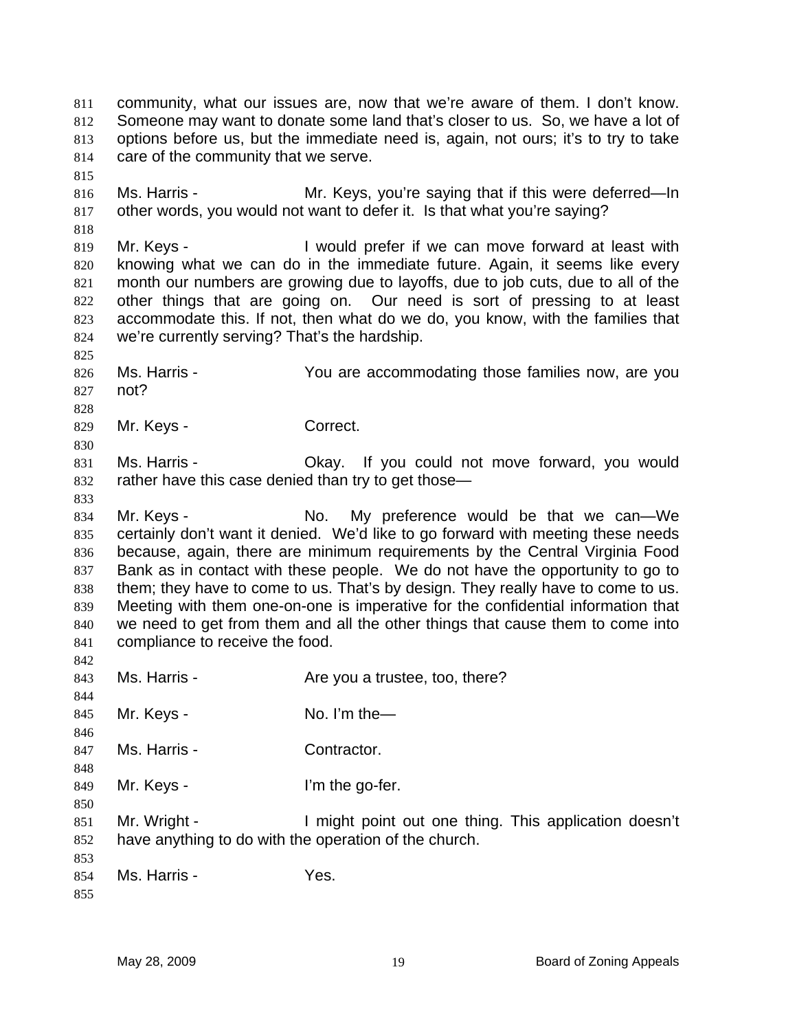community, what our issues are, now that we're aware of them. I don't know. Someone may want to donate some land that's closer to us. So, we have a lot of options before us, but the immediate need is, again, not ours; it's to try to take care of the community that we serve.

Ms. Harris - Mr. Keys, you're saying that if this were deferred—In other words, you would not want to defer it. Is that what you're saying?

Mr. Keys - I would prefer if we can move forward at least with knowing what we can do in the immediate future. Again, it seems like every month our numbers are growing due to layoffs, due to job cuts, due to all of the other things that are going on. Our need is sort of pressing to at least accommodate this. If not, then what do we do, you know, with the families that we're currently serving? That's the hardship.

Ms. Harris - You are accommodating those families now, are you not?

Mr. Keys - Correct.

Ms. Harris - Okay. If you could not move forward, you would rather have this case denied than try to get those—

Mr. Keys - No. My preference would be that we can—We certainly don't want it denied. We'd like to go forward with meeting these needs because, again, there are minimum requirements by the Central Virginia Food Bank as in contact with these people. We do not have the opportunity to go to them; they have to come to us. That's by design. They really have to come to us. Meeting with them one-on-one is imperative for the confidential information that we need to get from them and all the other things that cause them to come into compliance to receive the food.

Ms. Harris - Are you a trustee, too, there?

Mr. Keys - No. I'm the—

Ms. Harris - Contractor.

Mr. Keys - I'm the go-fer.

Mr. Wright - I might point out one thing. This application doesn't have anything to do with the operation of the church.

Ms. Harris - Yes.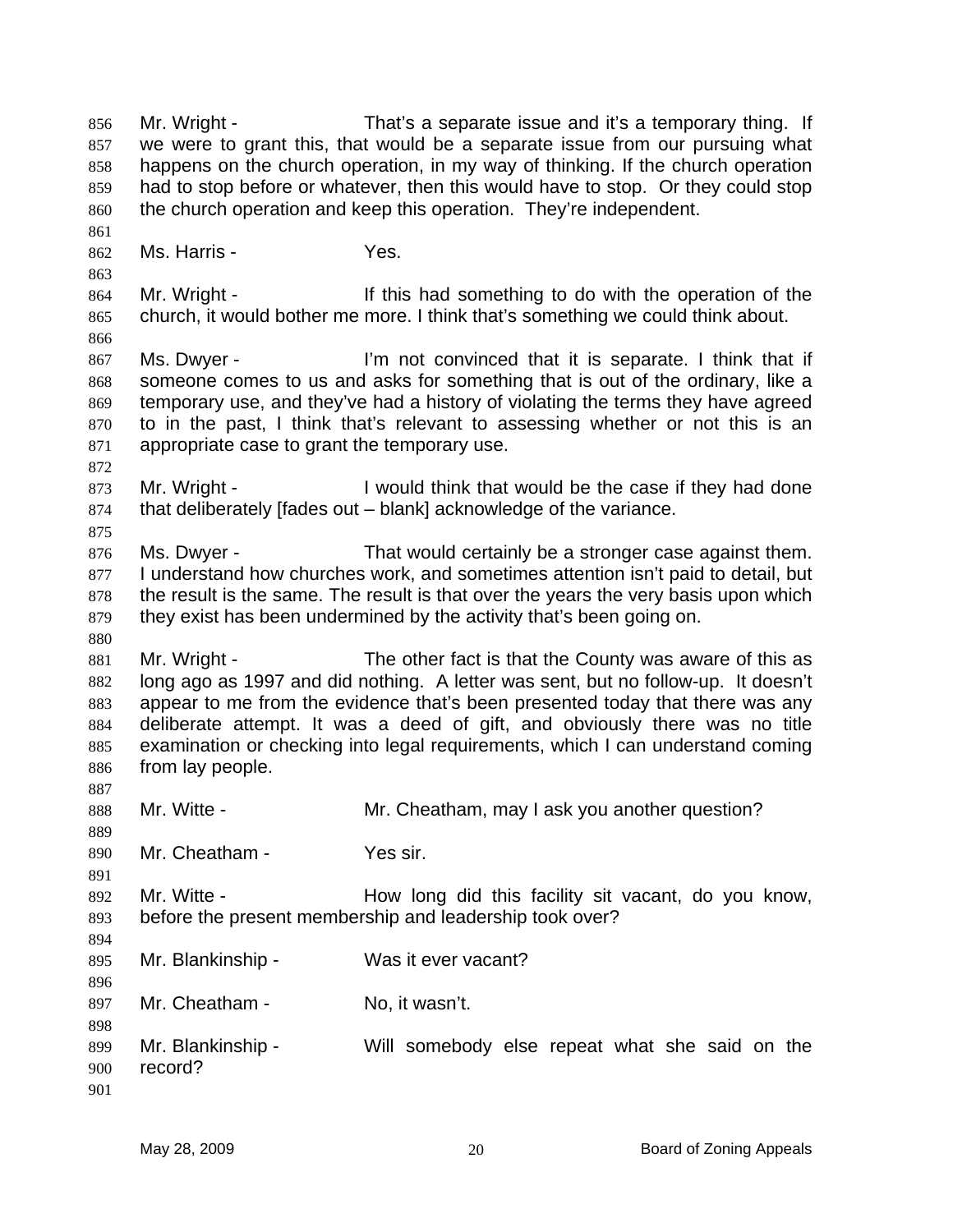Mr. Wright - That's a separate issue and it's a temporary thing. If we were to grant this, that would be a separate issue from our pursuing what happens on the church operation, in my way of thinking. If the church operation had to stop before or whatever, then this would have to stop. Or they could stop the church operation and keep this operation. They're independent.

Ms. Harris - Yes.

Mr. Wright - If this had something to do with the operation of the church, it would bother me more. I think that's something we could think about.

Ms. Dwyer - I'm not convinced that it is separate. I think that if someone comes to us and asks for something that is out of the ordinary, like a temporary use, and they've had a history of violating the terms they have agreed to in the past, I think that's relevant to assessing whether or not this is an appropriate case to grant the temporary use.

Mr. Wright - I would think that would be the case if they had done that deliberately [fades out – blank] acknowledge of the variance.

Ms. Dwyer - That would certainly be a stronger case against them. I understand how churches work, and sometimes attention isn't paid to detail, but the result is the same. The result is that over the years the very basis upon which they exist has been undermined by the activity that's been going on.

Mr. Wright - The other fact is that the County was aware of this as long ago as 1997 and did nothing. A letter was sent, but no follow-up. It doesn't appear to me from the evidence that's been presented today that there was any deliberate attempt. It was a deed of gift, and obviously there was no title examination or checking into legal requirements, which I can understand coming from lay people.

Mr. Witte - Mr. Cheatham, may I ask you another question?

Mr. Cheatham - Yes sir.

Mr. Witte - How long did this facility sit vacant, do you know, before the present membership and leadership took over?

Mr. Blankinship - Was it ever vacant?

Mr. Cheatham - No, it wasn't.

Mr. Blankinship - Will somebody else repeat what she said on the record?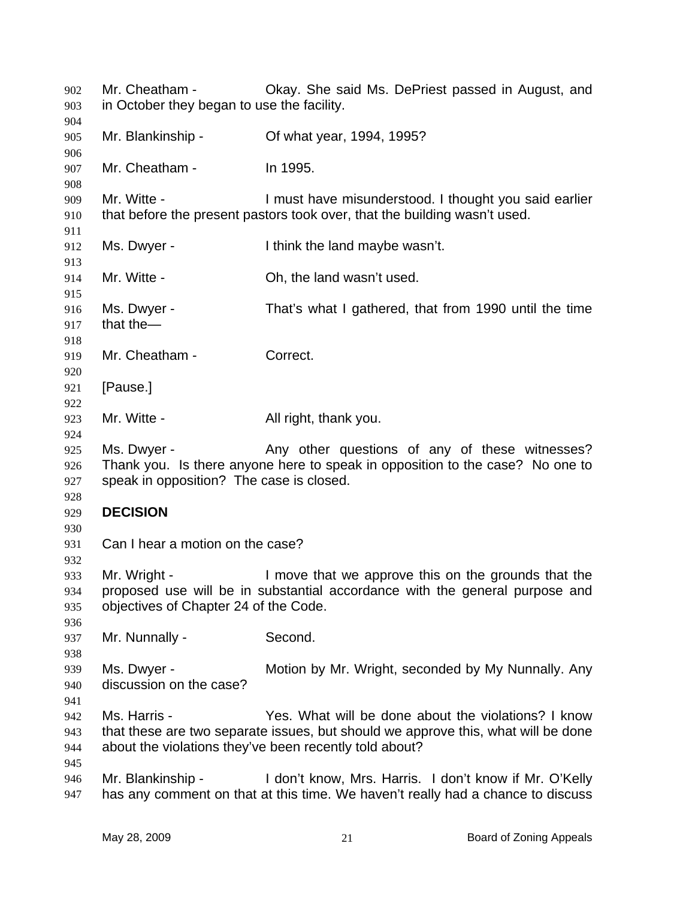Mr. Cheatham - Okay. She said Ms. DePriest passed in August, and in October they began to use the facility.

Mr. Blankinship - Of what year, 1994, 1995?

Mr. Cheatham - In 1995.

Mr. Witte - I must have misunderstood. I thought you said earlier that before the present pastors took over, that the building wasn't used.

Ms. Dwyer - I think the land maybe wasn't.

Mr. Witte - Oh, the land wasn't used.

Ms. Dwyer - That's what I gathered, that from 1990 until the time that the—

Mr. Cheatham - Correct.

[Pause.]

Mr. Witte - All right, thank you.

Ms. Dwyer - Any other questions of any of these witnesses? Thank you. Is there anyone here to speak in opposition to the case? No one to speak in opposition? The case is closed.

**DECISION**

Can I hear a motion on the case?

Mr. Wright - I move that we approve this on the grounds that the proposed use will be in substantial accordance with the general purpose and objectives of Chapter 24 of the Code.

Mr. Nunnally - Second.

Ms. Dwyer - Motion by Mr. Wright, seconded by My Nunnally. Any discussion on the case?

Ms. Harris - Yes. What will be done about the violations? I know that these are two separate issues, but should we approve this, what will be done about the violations they've been recently told about?

Mr. Blankinship - I don't know, Mrs. Harris. I don't know if Mr. O'Kelly has any comment on that at this time. We haven't really had a chance to discuss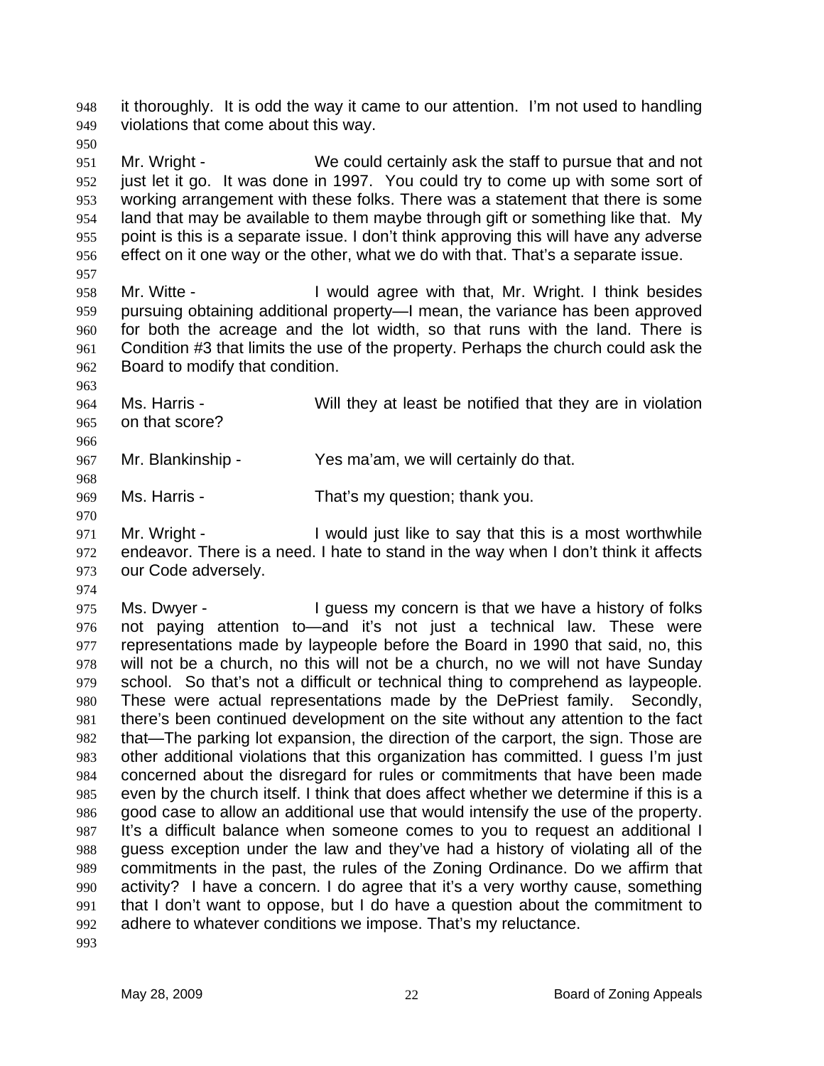it thoroughly. It is odd the way it came to our attention. I'm not used to handling violations that come about this way.

Mr. Wright - We could certainly ask the staff to pursue that and not just let it go. It was done in 1997. You could try to come up with some sort of working arrangement with these folks. There was a statement that there is some land that may be available to them maybe through gift or something like that. My point is this is a separate issue. I don't think approving this will have any adverse effect on it one way or the other, what we do with that. That's a separate issue.

Mr. Witte - I would agree with that, Mr. Wright. I think besides pursuing obtaining additional property—I mean, the variance has been approved for both the acreage and the lot width, so that runs with the land. There is Condition #3 that limits the use of the property. Perhaps the church could ask the Board to modify that condition.

Ms. Harris - Will they at least be notified that they are in violation on that score?

Mr. Blankinship - Yes ma'am, we will certainly do that.

Ms. Harris - That's my question; thank you.

Mr. Wright - I would just like to say that this is a most worthwhile endeavor. There is a need. I hate to stand in the way when I don't think it affects our Code adversely.

Ms. Dwyer - I guess my concern is that we have a history of folks not paying attention to—and it's not just a technical law. These were representations made by laypeople before the Board in 1990 that said, no, this will not be a church, no this will not be a church, no we will not have Sunday school. So that's not a difficult or technical thing to comprehend as laypeople. These were actual representations made by the DePriest family. Secondly, there's been continued development on the site without any attention to the fact that—The parking lot expansion, the direction of the carport, the sign. Those are other additional violations that this organization has committed. I guess I'm just concerned about the disregard for rules or commitments that have been made even by the church itself. I think that does affect whether we determine if this is a good case to allow an additional use that would intensify the use of the property. It's a difficult balance when someone comes to you to request an additional I guess exception under the law and they've had a history of violating all of the commitments in the past, the rules of the Zoning Ordinance. Do we affirm that activity? I have a concern. I do agree that it's a very worthy cause, something that I don't want to oppose, but I do have a question about the commitment to adhere to whatever conditions we impose. That's my reluctance.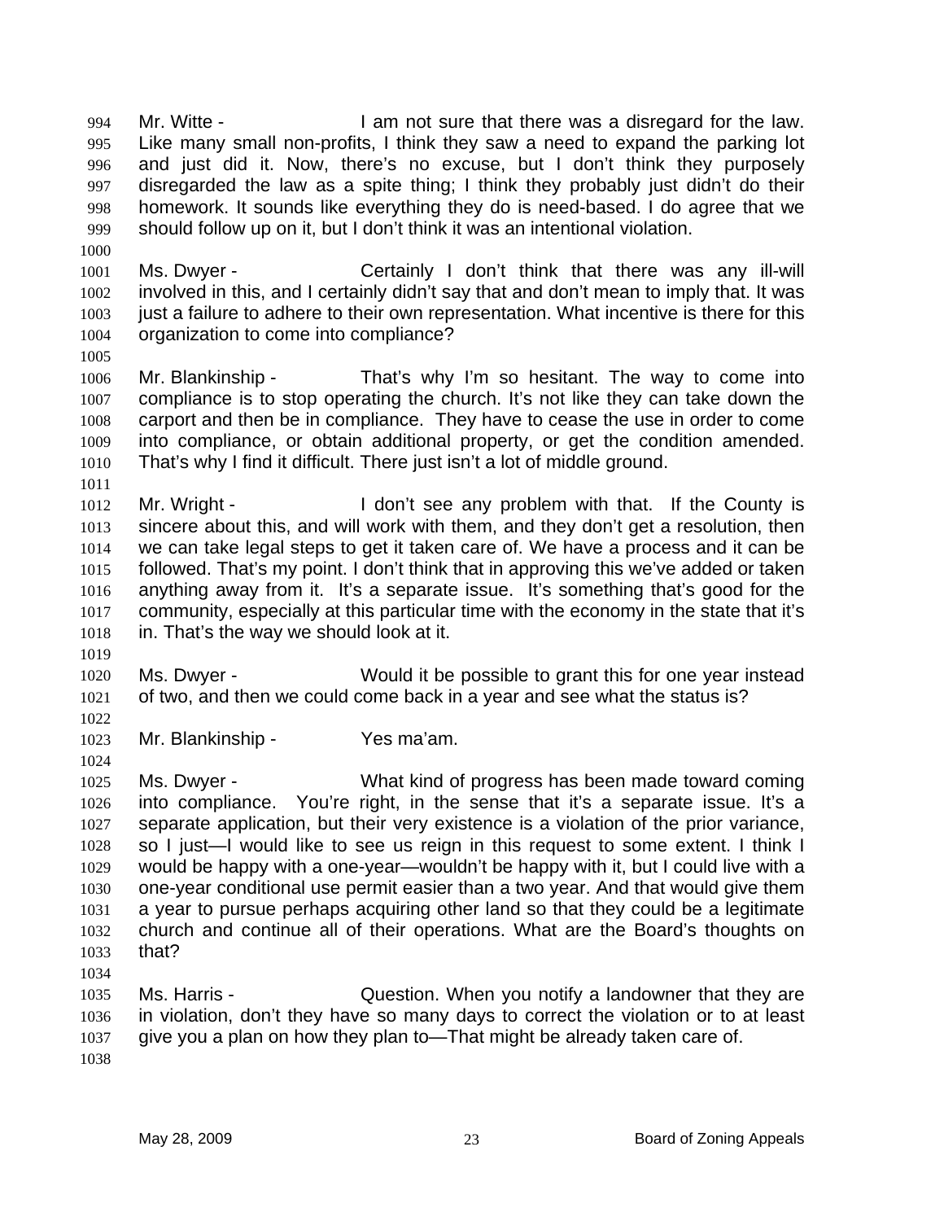994 Mr. Witte - I am not sure that there was a disregard for the law.
995 Like many small non-profits, I think they saw a need to expand the parking lot
996 and just did it. Now, there's no excuse, but I don't think they purposely
997 disregarded the law as a spite thing; I think they probably just didn't do their
998 homework. It sounds like everything they do is need-based. I do agree that we
999 should follow up on it, but I don't think it was an intentional violation.
1000
1001 Ms. Dwyer - Certainly I don't think that there was any ill-will
1002 involved in this, and I certainly didn't say that and don't mean to imply that. It was
1003 just a failure to adhere to their own representation. What incentive is there for this
1004 organization to come into compliance?
1005
1006 Mr. Blankinship - That's why I'm so hesitant. The way to come into
1007 compliance is to stop operating the church. It's not like they can take down the
1008 carport and then be in compliance. They have to cease the use in order to come
1009 into compliance, or obtain additional property, or get the condition amended.
1010 That's why I find it difficult. There just isn't a lot of middle ground.
1011
1012 Mr. Wright - I don't see any problem with that. If the County is
1013 sincere about this, and will work with them, and they don't get a resolution, then
1014 we can take legal steps to get it taken care of. We have a process and it can be
1015 followed. That's my point. I don't think that in approving this we've added or taken
1016 anything away from it. It's a separate issue. It's something that's good for the
1017 community, especially at this particular time with the economy in the state that it's
1018 in. That's the way we should look at it.
1019
1020 Ms. Dwyer - Would it be possible to grant this for one year instead
1021 of two, and then we could come back in a year and see what the status is?
1022
1023 Mr. Blankinship - Yes ma'am.
1024
1025 Ms. Dwyer - What kind of progress has been made toward coming
1026 into compliance. You're right, in the sense that it's a separate issue. It's a
1027 separate application, but their very existence is a violation of the prior variance,
1028 so I just—I would like to see us reign in this request to some extent. I think I
1029 would be happy with a one-year—wouldn't be happy with it, but I could live with a
1030 one-year conditional use permit easier than a two year. And that would give them
1031 a year to pursue perhaps acquiring other land so that they could be a legitimate
1032 church and continue all of their operations. What are the Board's thoughts on
1033 that?
1034
1035 Ms. Harris - Question. When you notify a landowner that they are
1036 in violation, don't they have so many days to correct the violation or to at least
1037 give you a plan on how they plan to—That might be already taken care of.
1038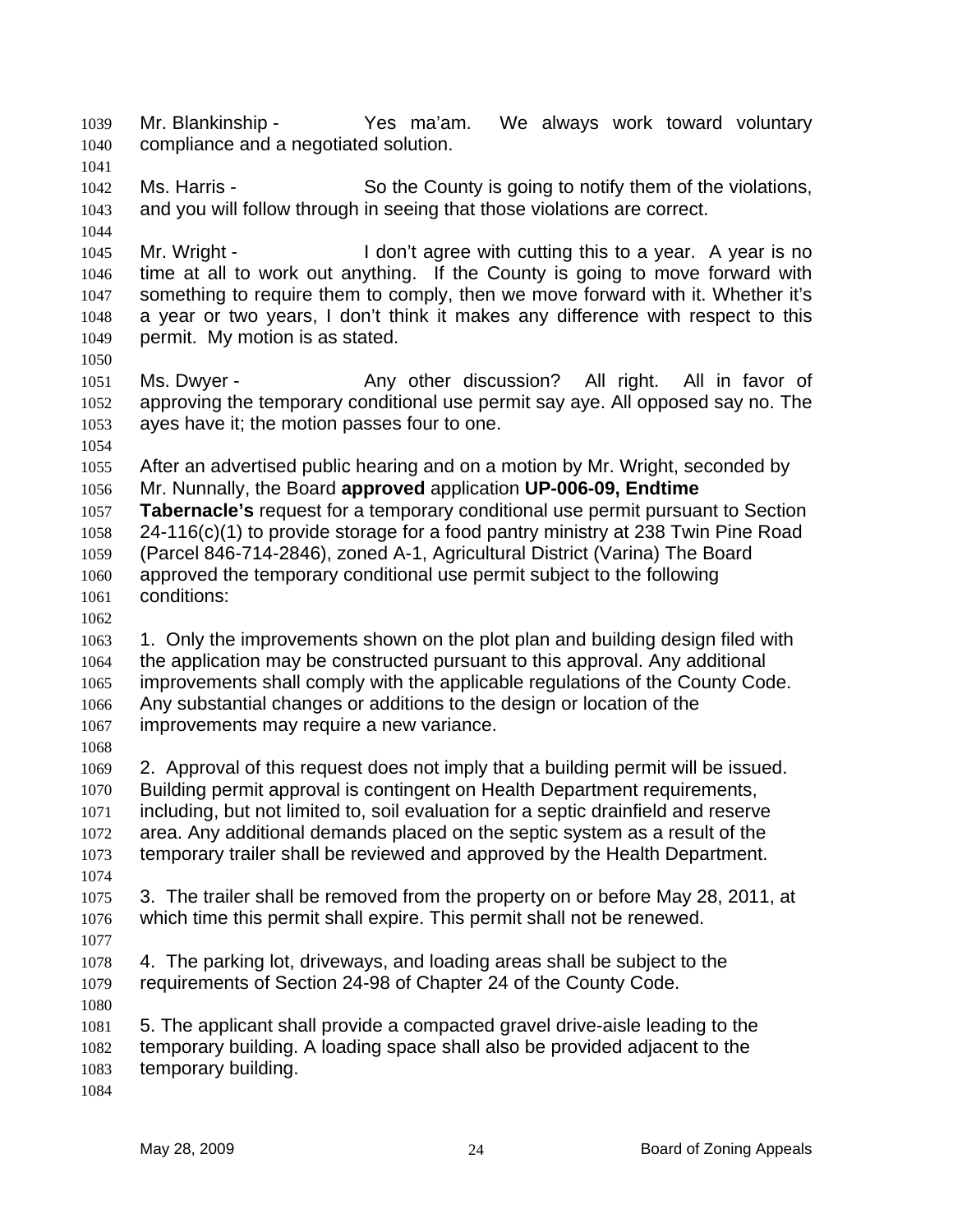Mr. Blankinship - Yes ma'am. We always work toward voluntary compliance and a negotiated solution.

Ms. Harris - So the County is going to notify them of the violations, and you will follow through in seeing that those violations are correct.

Mr. Wright - I don't agree with cutting this to a year. A year is no time at all to work out anything. If the County is going to move forward with something to require them to comply, then we move forward with it. Whether it's a year or two years, I don't think it makes any difference with respect to this permit. My motion is as stated.

Ms. Dwyer - Any other discussion? All right. All in favor of approving the temporary conditional use permit say aye. All opposed say no. The ayes have it; the motion passes four to one.

After an advertised public hearing and on a motion by Mr. Wright, seconded by Mr. Nunnally, the Board **approved** application **UP-006-09, Endtime Tabernacle's** request for a temporary conditional use permit pursuant to Section 24-116(c)(1) to provide storage for a food pantry ministry at 238 Twin Pine Road (Parcel 846-714-2846), zoned A-1, Agricultural District (Varina) The Board approved the temporary conditional use permit subject to the following conditions:

1. Only the improvements shown on the plot plan and building design filed with the application may be constructed pursuant to this approval. Any additional improvements shall comply with the applicable regulations of the County Code. Any substantial changes or additions to the design or location of the improvements may require a new variance.

2. Approval of this request does not imply that a building permit will be issued. Building permit approval is contingent on Health Department requirements, including, but not limited to, soil evaluation for a septic drainfield and reserve area. Any additional demands placed on the septic system as a result of the temporary trailer shall be reviewed and approved by the Health Department.

3. The trailer shall be removed from the property on or before May 28, 2011, at which time this permit shall expire. This permit shall not be renewed.

4. The parking lot, driveways, and loading areas shall be subject to the requirements of Section 24-98 of Chapter 24 of the County Code.

5. The applicant shall provide a compacted gravel drive-aisle leading to the temporary building. A loading space shall also be provided adjacent to the temporary building.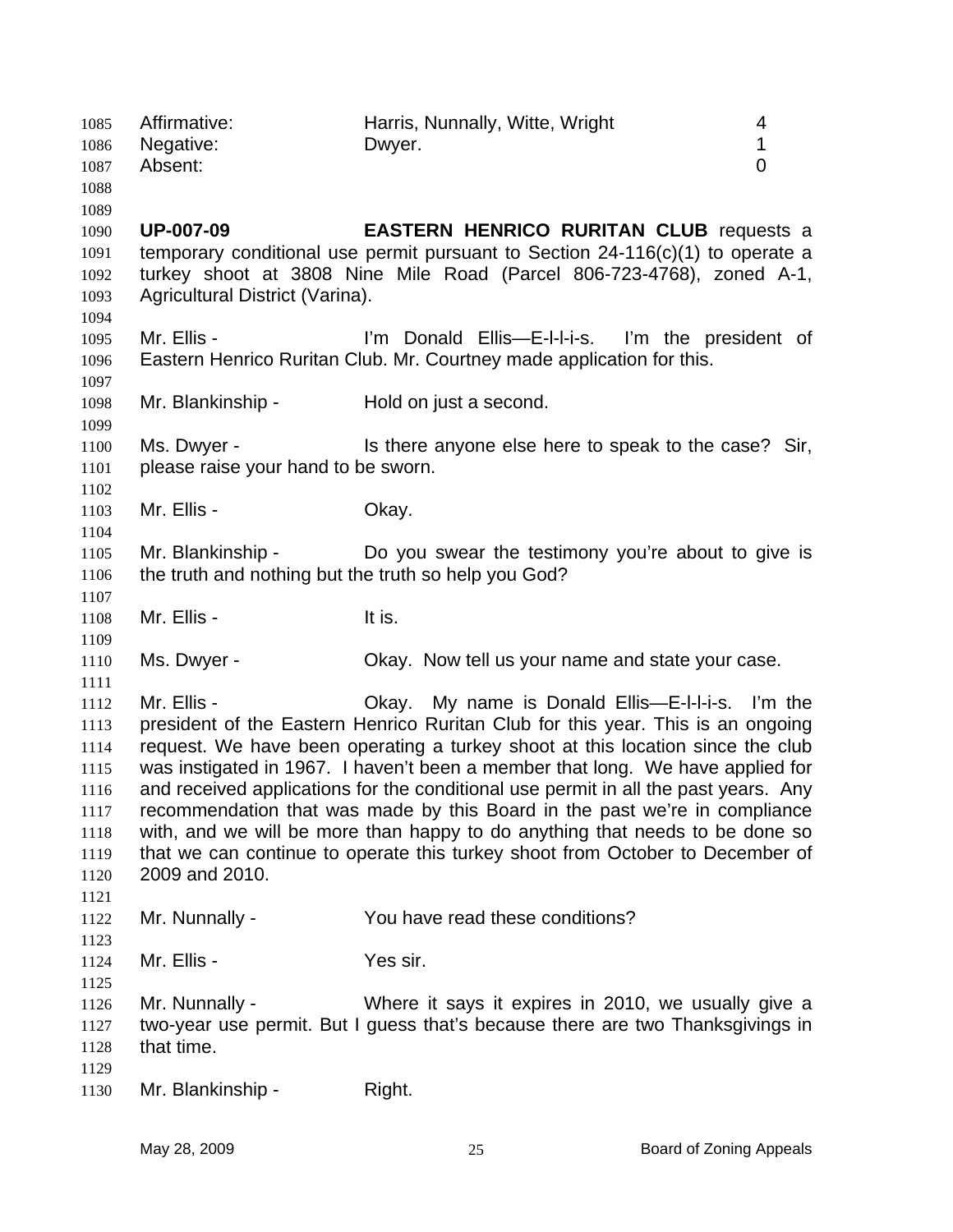| | | |
|---|---|---|
| Affirmative: | Harris, Nunnally, Witte, Wright | 4 |
| Negative: | Dwyer. | 1 |
| Absent: | | 0 |

**UP-007-09** **EASTERN HENRICO RURITAN CLUB** requests a temporary conditional use permit pursuant to Section 24-116(c)(1) to operate a turkey shoot at 3808 Nine Mile Road (Parcel 806-723-4768), zoned A-1, Agricultural District (Varina).

Mr. Ellis - I'm Donald Ellis—E-l-l-i-s. I'm the president of Eastern Henrico Ruritan Club. Mr. Courtney made application for this.

Mr. Blankinship - Hold on just a second.

Ms. Dwyer - Is there anyone else here to speak to the case? Sir, please raise your hand to be sworn.

Mr. Ellis - Okay.

Mr. Blankinship - Do you swear the testimony you're about to give is the truth and nothing but the truth so help you God?

Mr. Ellis - It is.

Ms. Dwyer - Okay. Now tell us your name and state your case.

Mr. Ellis - Okay. My name is Donald Ellis—E-l-l-i-s. I'm the president of the Eastern Henrico Ruritan Club for this year. This is an ongoing request. We have been operating a turkey shoot at this location since the club was instigated in 1967. I haven't been a member that long. We have applied for and received applications for the conditional use permit in all the past years. Any recommendation that was made by this Board in the past we're in compliance with, and we will be more than happy to do anything that needs to be done so that we can continue to operate this turkey shoot from October to December of 2009 and 2010.

Mr. Nunnally - You have read these conditions?

Mr. Ellis - Yes sir.

Mr. Nunnally - Where it says it expires in 2010, we usually give a two-year use permit. But I guess that's because there are two Thanksgivings in that time.

Mr. Blankinship - Right.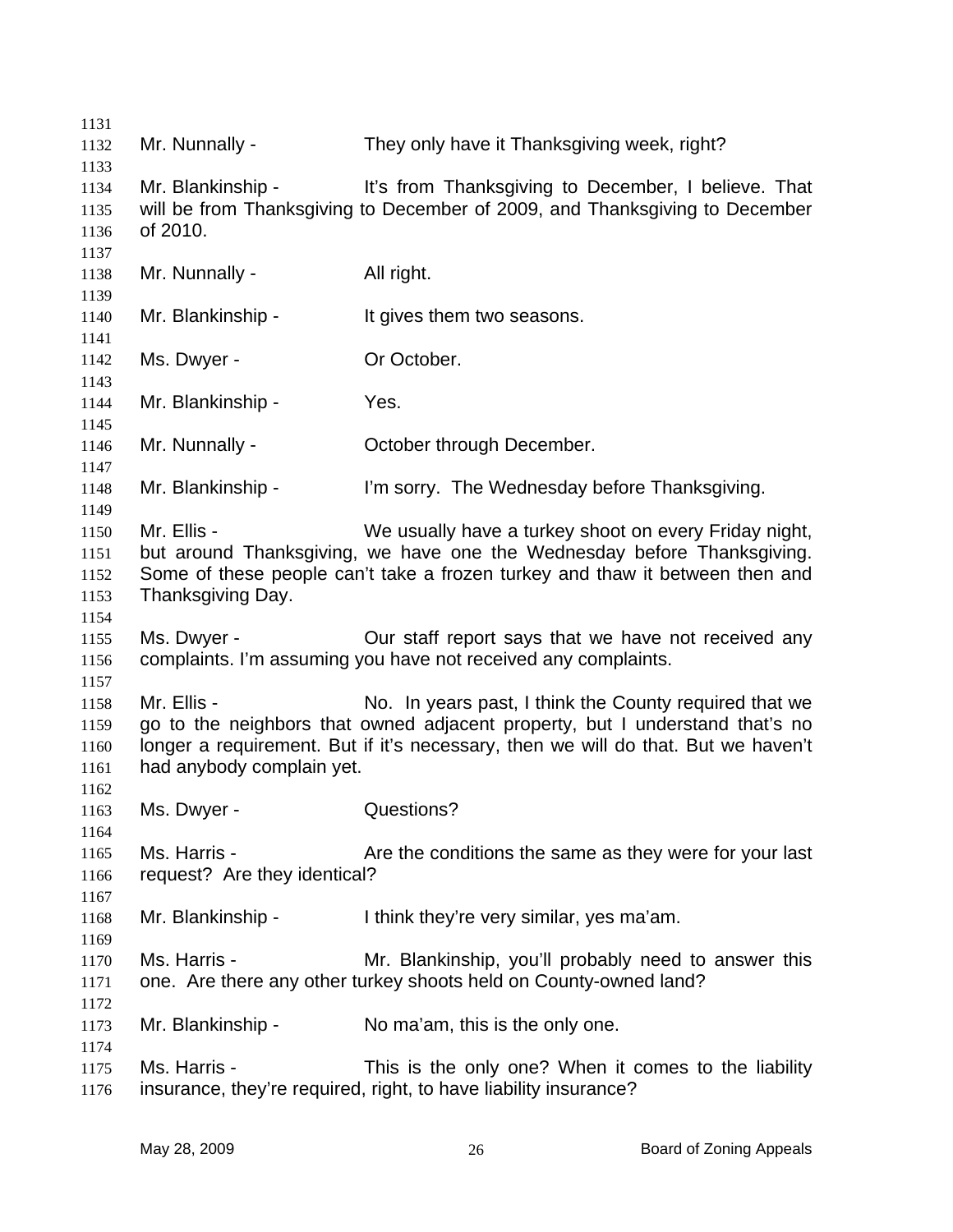Mr. Nunnally - They only have it Thanksgiving week, right?

Mr. Blankinship - It's from Thanksgiving to December, I believe. That will be from Thanksgiving to December of 2009, and Thanksgiving to December of 2010.

Mr. Nunnally - All right.

Mr. Blankinship - It gives them two seasons.

Ms. Dwyer - Or October.

Mr. Blankinship - Yes.

Mr. Nunnally - October through December.

Mr. Blankinship - I'm sorry. The Wednesday before Thanksgiving.

Mr. Ellis - We usually have a turkey shoot on every Friday night, but around Thanksgiving, we have one the Wednesday before Thanksgiving. Some of these people can't take a frozen turkey and thaw it between then and Thanksgiving Day.

Ms. Dwyer - Our staff report says that we have not received any complaints. I'm assuming you have not received any complaints.

Mr. Ellis - No. In years past, I think the County required that we go to the neighbors that owned adjacent property, but I understand that's no longer a requirement. But if it's necessary, then we will do that. But we haven't had anybody complain yet.

Ms. Dwyer - Questions?

Ms. Harris - Are the conditions the same as they were for your last request? Are they identical?

Mr. Blankinship - I think they're very similar, yes ma'am.

Ms. Harris - Mr. Blankinship, you'll probably need to answer this one. Are there any other turkey shoots held on County-owned land?

Mr. Blankinship - No ma'am, this is the only one.

Ms. Harris - This is the only one? When it comes to the liability insurance, they're required, right, to have liability insurance?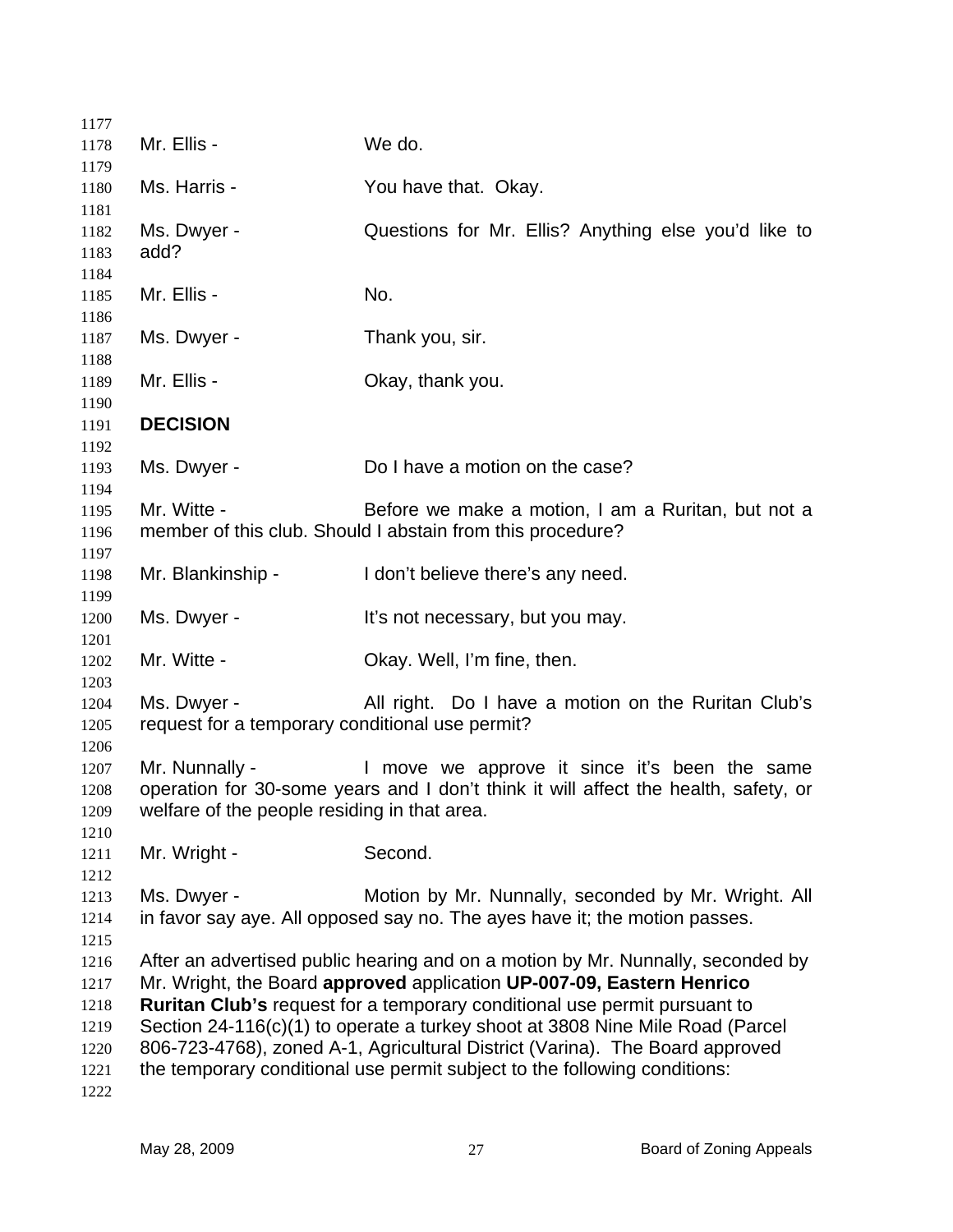Mr. Ellis - We do.

Ms. Harris - You have that. Okay.

Ms. Dwyer - Questions for Mr. Ellis? Anything else you'd like to add?

Mr. Ellis - No.

Ms. Dwyer - Thank you, sir.

Mr. Ellis - Okay, thank you.

**DECISION**

Ms. Dwyer - Do I have a motion on the case?

Mr. Witte - Before we make a motion, I am a Ruritan, but not a member of this club. Should I abstain from this procedure?

Mr. Blankinship - I don't believe there's any need.

Ms. Dwyer - It's not necessary, but you may.

Mr. Witte - Okay. Well, I'm fine, then.

Ms. Dwyer - All right. Do I have a motion on the Ruritan Club's request for a temporary conditional use permit?

Mr. Nunnally - I move we approve it since it's been the same operation for 30-some years and I don't think it will affect the health, safety, or welfare of the people residing in that area.

Mr. Wright - Second.

Ms. Dwyer - Motion by Mr. Nunnally, seconded by Mr. Wright. All in favor say aye. All opposed say no. The ayes have it; the motion passes.

After an advertised public hearing and on a motion by Mr. Nunnally, seconded by Mr. Wright, the Board **approved** application **UP-007-09, Eastern Henrico Ruritan Club's** request for a temporary conditional use permit pursuant to Section 24-116(c)(1) to operate a turkey shoot at 3808 Nine Mile Road (Parcel 806-723-4768), zoned A-1, Agricultural District (Varina). The Board approved the temporary conditional use permit subject to the following conditions: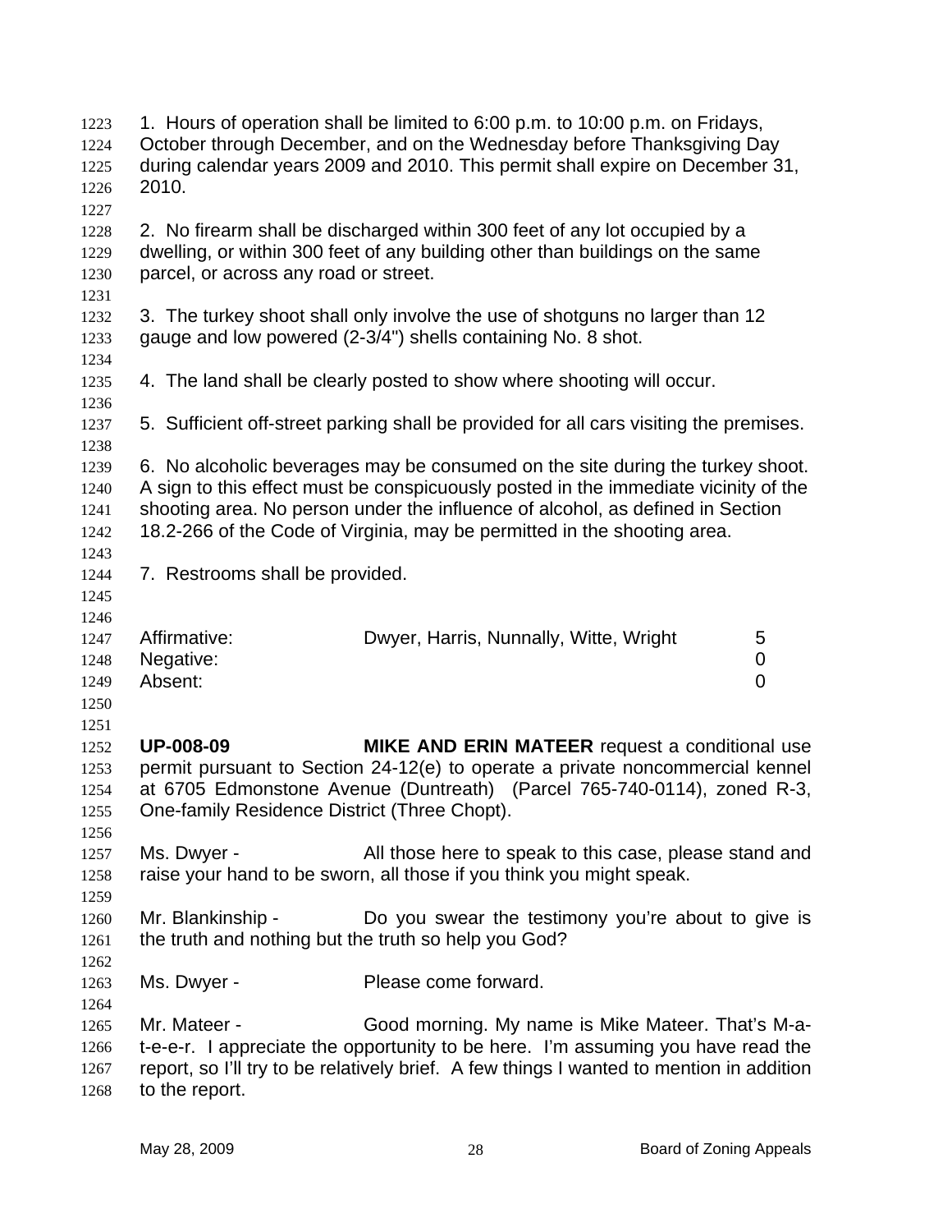1. Hours of operation shall be limited to 6:00 p.m. to 10:00 p.m. on Fridays, October through December, and on the Wednesday before Thanksgiving Day during calendar years 2009 and 2010. This permit shall expire on December 31, 2010.

2. No firearm shall be discharged within 300 feet of any lot occupied by a dwelling, or within 300 feet of any building other than buildings on the same parcel, or across any road or street.

3. The turkey shoot shall only involve the use of shotguns no larger than 12 gauge and low powered (2-3/4") shells containing No. 8 shot.

4. The land shall be clearly posted to show where shooting will occur.

5. Sufficient off-street parking shall be provided for all cars visiting the premises.

6. No alcoholic beverages may be consumed on the site during the turkey shoot. A sign to this effect must be conspicuously posted in the immediate vicinity of the shooting area. No person under the influence of alcohol, as defined in Section 18.2-266 of the Code of Virginia, may be permitted in the shooting area.

7. Restrooms shall be provided.

| | | |
|---|---|---|
| Affirmative: | Dwyer, Harris, Nunnally, Witte, Wright | 5 |
| Negative: | | 0 |
| Absent: | | 0 |

**UP-008-09** **MIKE AND ERIN MATEER** request a conditional use permit pursuant to Section 24-12(e) to operate a private noncommercial kennel at 6705 Edmonstone Avenue (Duntreath) (Parcel 765-740-0114), zoned R-3, One-family Residence District (Three Chopt).

Ms. Dwyer - All those here to speak to this case, please stand and raise your hand to be sworn, all those if you think you might speak.

Mr. Blankinship - Do you swear the testimony you're about to give is the truth and nothing but the truth so help you God?

Ms. Dwyer - Please come forward.

Mr. Mateer - Good morning. My name is Mike Mateer. That's M-a-t-e-e-r. I appreciate the opportunity to be here. I'm assuming you have read the report, so I'll try to be relatively brief. A few things I wanted to mention in addition to the report.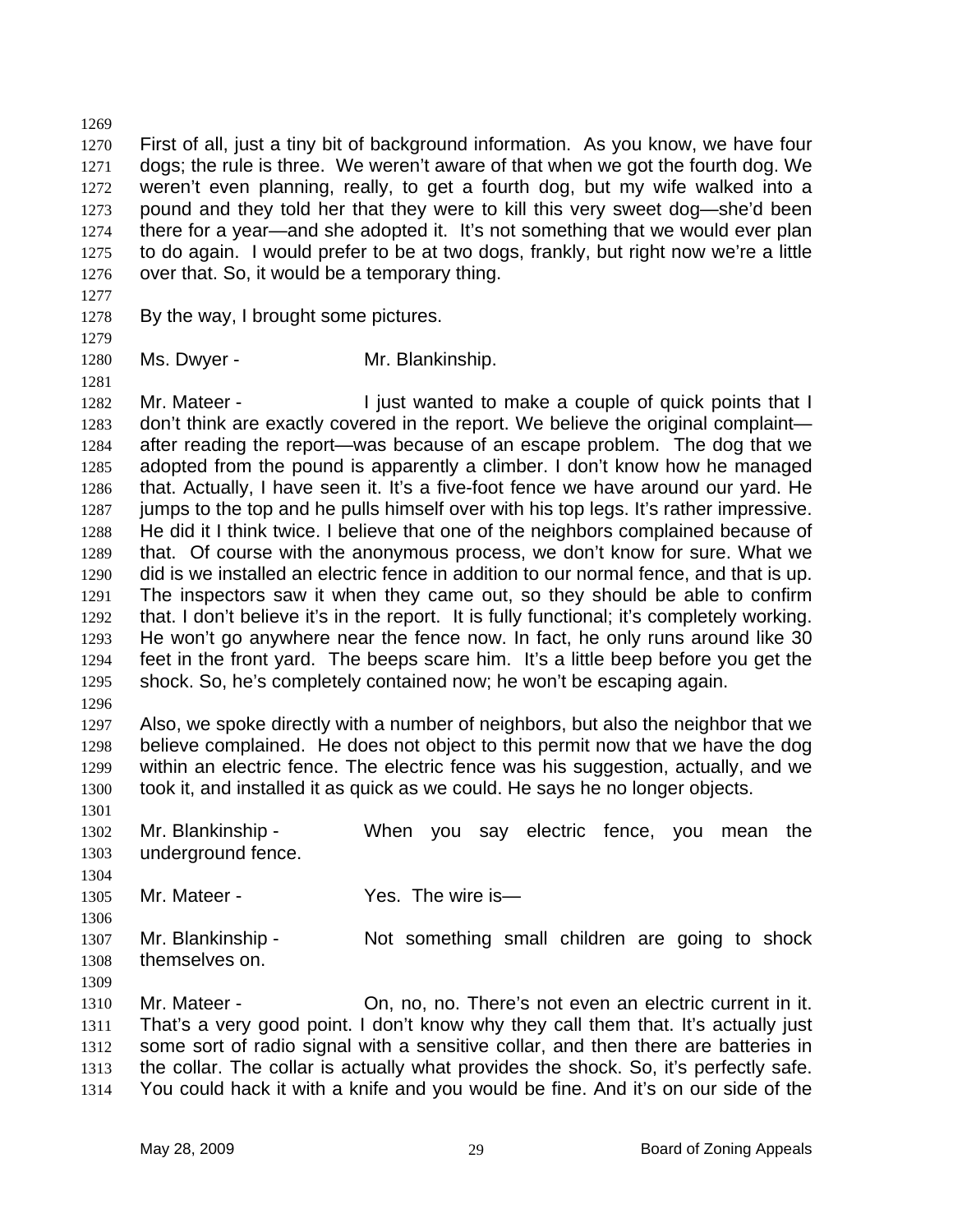First of all, just a tiny bit of background information. As you know, we have four dogs; the rule is three. We weren't aware of that when we got the fourth dog. We weren't even planning, really, to get a fourth dog, but my wife walked into a pound and they told her that they were to kill this very sweet dog—she'd been there for a year—and she adopted it. It's not something that we would ever plan to do again. I would prefer to be at two dogs, frankly, but right now we're a little over that. So, it would be a temporary thing.

By the way, I brought some pictures.

Ms. Dwyer - Mr. Blankinship.

Mr. Mateer - I just wanted to make a couple of quick points that I don't think are exactly covered in the report. We believe the original complaint—after reading the report—was because of an escape problem. The dog that we adopted from the pound is apparently a climber. I don't know how he managed that. Actually, I have seen it. It's a five-foot fence we have around our yard. He jumps to the top and he pulls himself over with his top legs. It's rather impressive. He did it I think twice. I believe that one of the neighbors complained because of that. Of course with the anonymous process, we don't know for sure. What we did is we installed an electric fence in addition to our normal fence, and that is up. The inspectors saw it when they came out, so they should be able to confirm that. I don't believe it's in the report. It is fully functional; it's completely working. He won't go anywhere near the fence now. In fact, he only runs around like 30 feet in the front yard. The beeps scare him. It's a little beep before you get the shock. So, he's completely contained now; he won't be escaping again.

Also, we spoke directly with a number of neighbors, but also the neighbor that we believe complained. He does not object to this permit now that we have the dog within an electric fence. The electric fence was his suggestion, actually, and we took it, and installed it as quick as we could. He says he no longer objects.

Mr. Blankinship - When you say electric fence, you mean the underground fence.

Mr. Mateer - Yes. The wire is—

Mr. Blankinship - Not something small children are going to shock themselves on.

Mr. Mateer - On, no, no. There's not even an electric current in it. That's a very good point. I don't know why they call them that. It's actually just some sort of radio signal with a sensitive collar, and then there are batteries in the collar. The collar is actually what provides the shock. So, it's perfectly safe. You could hack it with a knife and you would be fine. And it's on our side of the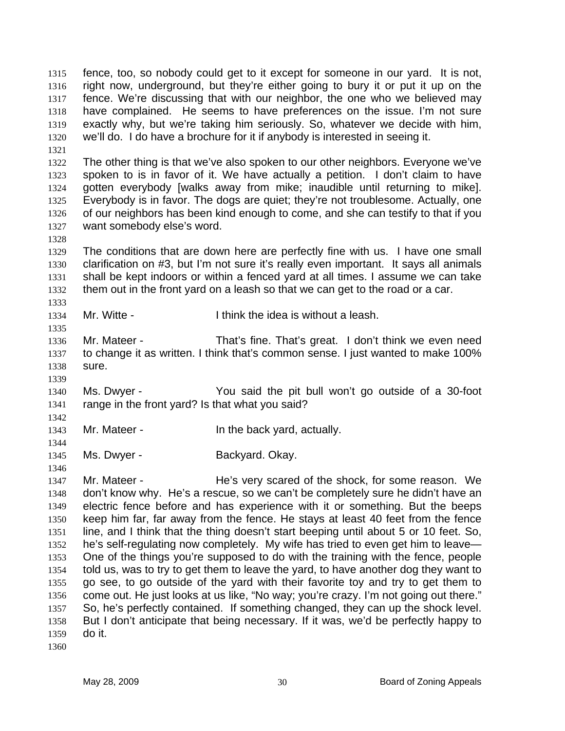fence, too, so nobody could get to it except for someone in our yard. It is not, right now, underground, but they're either going to bury it or put it up on the fence. We're discussing that with our neighbor, the one who we believed may have complained. He seems to have preferences on the issue. I'm not sure exactly why, but we're taking him seriously. So, whatever we decide with him, we'll do. I do have a brochure for it if anybody is interested in seeing it.

The other thing is that we've also spoken to our other neighbors. Everyone we've spoken to is in favor of it. We have actually a petition. I don't claim to have gotten everybody [walks away from mike; inaudible until returning to mike]. Everybody is in favor. The dogs are quiet; they're not troublesome. Actually, one of our neighbors has been kind enough to come, and she can testify to that if you want somebody else's word.

The conditions that are down here are perfectly fine with us. I have one small clarification on #3, but I'm not sure it's really even important. It says all animals shall be kept indoors or within a fenced yard at all times. I assume we can take them out in the front yard on a leash so that we can get to the road or a car.

Mr. Witte - I think the idea is without a leash.

Mr. Mateer - That's fine. That's great. I don't think we even need to change it as written. I think that's common sense. I just wanted to make 100% sure.

Ms. Dwyer - You said the pit bull won't go outside of a 30-foot range in the front yard? Is that what you said?

Mr. Mateer - In the back yard, actually.

Ms. Dwyer - Backyard. Okay.

Mr. Mateer - He's very scared of the shock, for some reason. We don't know why. He's a rescue, so we can't be completely sure he didn't have an electric fence before and has experience with it or something. But the beeps keep him far, far away from the fence. He stays at least 40 feet from the fence line, and I think that the thing doesn't start beeping until about 5 or 10 feet. So, he's self-regulating now completely. My wife has tried to even get him to leave— One of the things you're supposed to do with the training with the fence, people told us, was to try to get them to leave the yard, to have another dog they want to go see, to go outside of the yard with their favorite toy and try to get them to come out. He just looks at us like, "No way; you're crazy. I'm not going out there." So, he's perfectly contained. If something changed, they can up the shock level. But I don't anticipate that being necessary. If it was, we'd be perfectly happy to do it.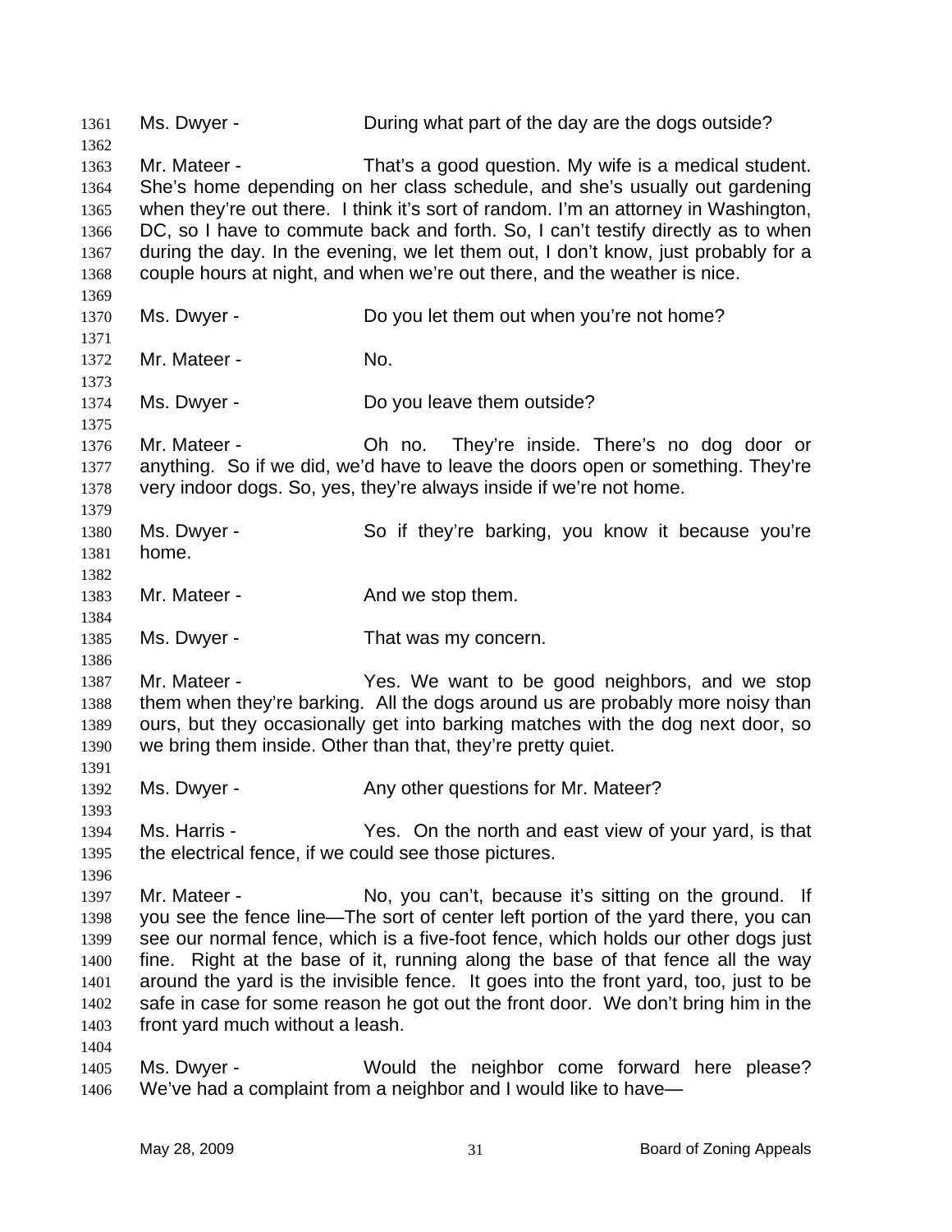1361 Ms. Dwyer - During what part of the day are the dogs outside?

1363 Mr. Mateer - That's a good question. My wife is a medical student. She's home depending on her class schedule, and she's usually out gardening when they're out there. I think it's sort of random. I'm an attorney in Washington, DC, so I have to commute back and forth. So, I can't testify directly as to when during the day. In the evening, we let them out, I don't know, just probably for a couple hours at night, and when we're out there, and the weather is nice.

1370 Ms. Dwyer - Do you let them out when you're not home?

1372 Mr. Mateer - No.

1374 Ms. Dwyer - Do you leave them outside?

1376 Mr. Mateer - Oh no. They're inside. There's no dog door or anything. So if we did, we'd have to leave the doors open or something. They're very indoor dogs. So, yes, they're always inside if we're not home.

1380 Ms. Dwyer - So if they're barking, you know it because you're home.

1383 Mr. Mateer - And we stop them.

1385 Ms. Dwyer - That was my concern.

1387 Mr. Mateer - Yes. We want to be good neighbors, and we stop them when they're barking. All the dogs around us are probably more noisy than ours, but they occasionally get into barking matches with the dog next door, so we bring them inside. Other than that, they're pretty quiet.

1392 Ms. Dwyer - Any other questions for Mr. Mateer?

1394 Ms. Harris - Yes. On the north and east view of your yard, is that the electrical fence, if we could see those pictures.

1397 Mr. Mateer - No, you can't, because it's sitting on the ground. If you see the fence line—The sort of center left portion of the yard there, you can see our normal fence, which is a five-foot fence, which holds our other dogs just fine. Right at the base of it, running along the base of that fence all the way around the yard is the invisible fence. It goes into the front yard, too, just to be safe in case for some reason he got out the front door. We don't bring him in the front yard much without a leash.

1405 Ms. Dwyer - Would the neighbor come forward here please? We've had a complaint from a neighbor and I would like to have—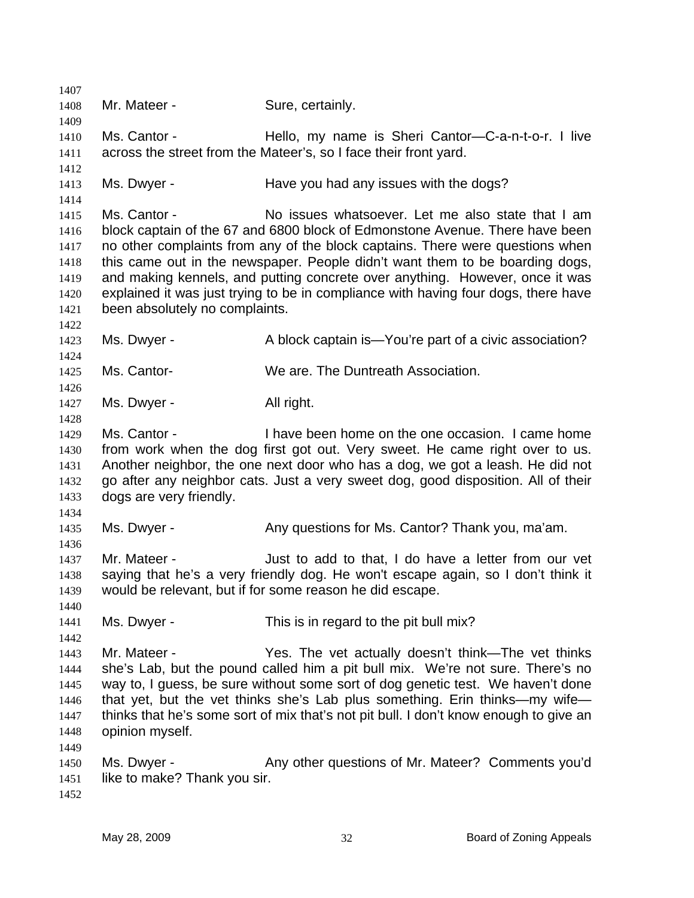Mr. Mateer - Sure, certainly.

Ms. Cantor - Hello, my name is Sheri Cantor—C-a-n-t-o-r. I live across the street from the Mateer's, so I face their front yard.

Ms. Dwyer - Have you had any issues with the dogs?

Ms. Cantor - No issues whatsoever. Let me also state that I am block captain of the 67 and 6800 block of Edmonstone Avenue. There have been no other complaints from any of the block captains. There were questions when this came out in the newspaper. People didn't want them to be boarding dogs, and making kennels, and putting concrete over anything. However, once it was explained it was just trying to be in compliance with having four dogs, there have been absolutely no complaints.

Ms. Dwyer - A block captain is—You're part of a civic association?

Ms. Cantor- We are. The Duntreath Association.

Ms. Dwyer - All right.

Ms. Cantor - I have been home on the one occasion. I came home from work when the dog first got out. Very sweet. He came right over to us. Another neighbor, the one next door who has a dog, we got a leash. He did not go after any neighbor cats. Just a very sweet dog, good disposition. All of their dogs are very friendly.

Ms. Dwyer - Any questions for Ms. Cantor? Thank you, ma'am.

Mr. Mateer - Just to add to that, I do have a letter from our vet saying that he's a very friendly dog. He won't escape again, so I don't think it would be relevant, but if for some reason he did escape.

Ms. Dwyer - This is in regard to the pit bull mix?

Mr. Mateer - Yes. The vet actually doesn't think—The vet thinks she's Lab, but the pound called him a pit bull mix. We're not sure. There's no way to, I guess, be sure without some sort of dog genetic test. We haven't done that yet, but the vet thinks she's Lab plus something. Erin thinks—my wife—thinks that he's some sort of mix that's not pit bull. I don't know enough to give an opinion myself.

Ms. Dwyer - Any other questions of Mr. Mateer? Comments you'd like to make? Thank you sir.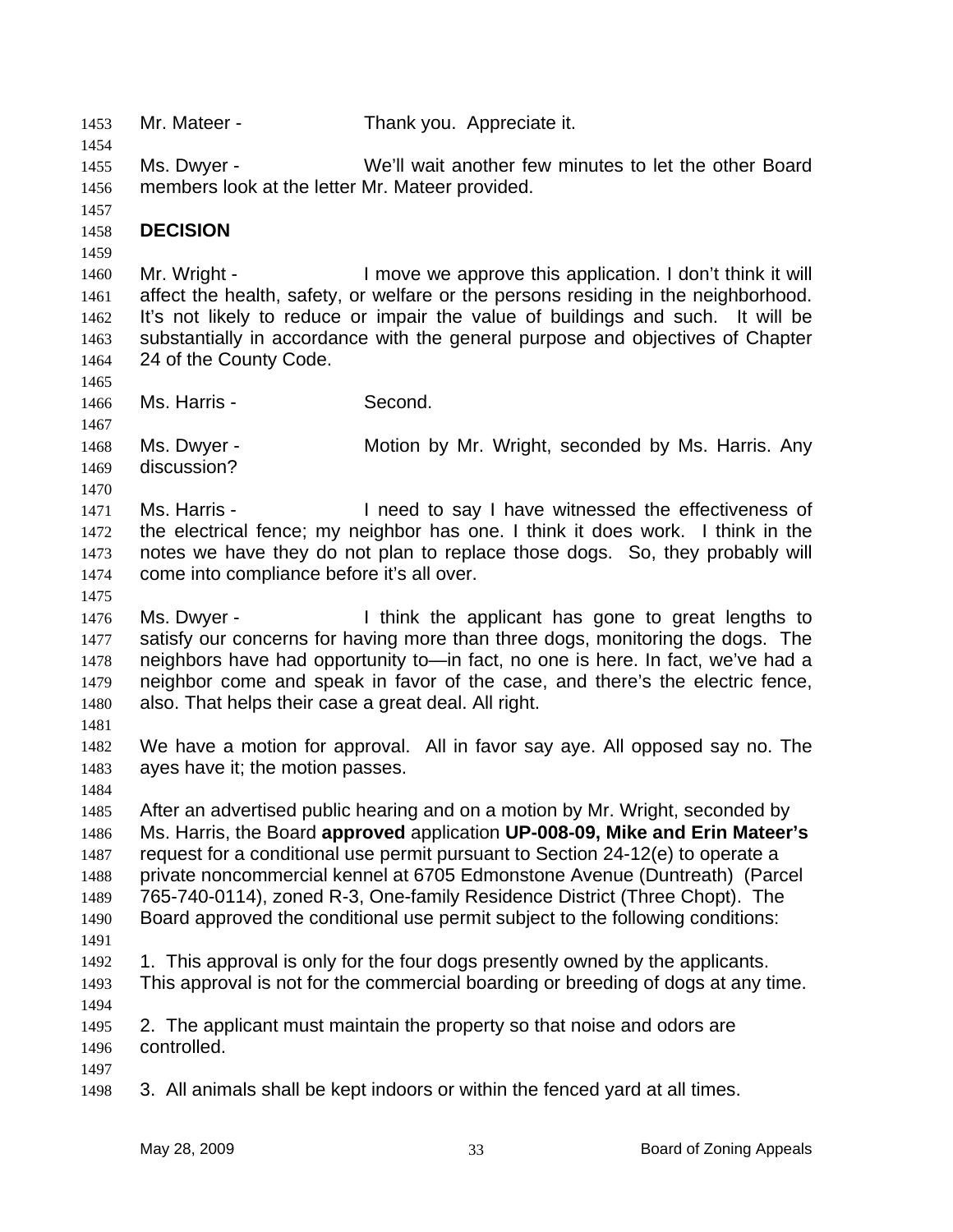Mr. Mateer - Thank you. Appreciate it.

Ms. Dwyer - We'll wait another few minutes to let the other Board members look at the letter Mr. Mateer provided.

**DECISION**

Mr. Wright - I move we approve this application. I don't think it will affect the health, safety, or welfare or the persons residing in the neighborhood. It's not likely to reduce or impair the value of buildings and such. It will be substantially in accordance with the general purpose and objectives of Chapter 24 of the County Code.

Ms. Harris - Second.

Ms. Dwyer - Motion by Mr. Wright, seconded by Ms. Harris. Any discussion?

Ms. Harris - I need to say I have witnessed the effectiveness of the electrical fence; my neighbor has one. I think it does work. I think in the notes we have they do not plan to replace those dogs. So, they probably will come into compliance before it's all over.

Ms. Dwyer - I think the applicant has gone to great lengths to satisfy our concerns for having more than three dogs, monitoring the dogs. The neighbors have had opportunity to—in fact, no one is here. In fact, we've had a neighbor come and speak in favor of the case, and there's the electric fence, also. That helps their case a great deal. All right.

We have a motion for approval. All in favor say aye. All opposed say no. The ayes have it; the motion passes.

After an advertised public hearing and on a motion by Mr. Wright, seconded by Ms. Harris, the Board **approved** application **UP-008-09, Mike and Erin Mateer's** request for a conditional use permit pursuant to Section 24-12(e) to operate a private noncommercial kennel at 6705 Edmonstone Avenue (Duntreath) (Parcel 765-740-0114), zoned R-3, One-family Residence District (Three Chopt). The Board approved the conditional use permit subject to the following conditions:

1. This approval is only for the four dogs presently owned by the applicants. This approval is not for the commercial boarding or breeding of dogs at any time.

2. The applicant must maintain the property so that noise and odors are controlled.

3. All animals shall be kept indoors or within the fenced yard at all times.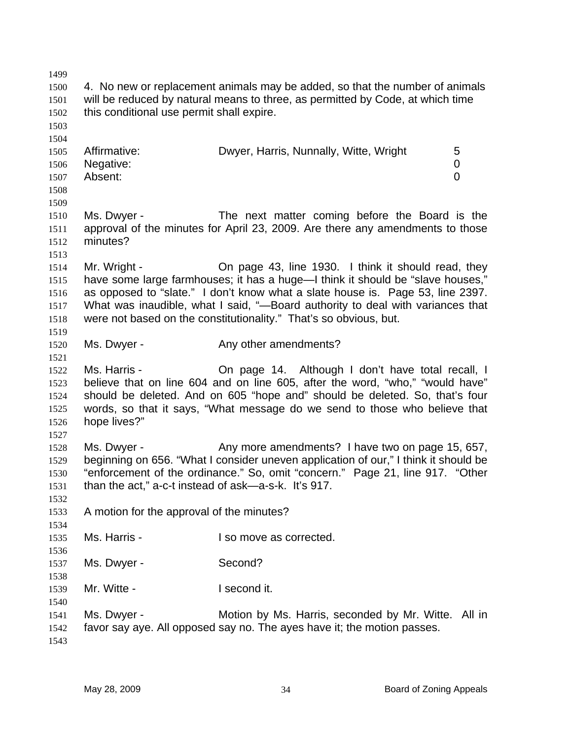4. No new or replacement animals may be added, so that the number of animals will be reduced by natural means to three, as permitted by Code, at which time this conditional use permit shall expire.

| | | |
|---|---|---|
| Affirmative: | Dwyer, Harris, Nunnally, Witte, Wright | 5 |
| Negative: | | 0 |
| Absent: | | 0 |

Ms. Dwyer - The next matter coming before the Board is the approval of the minutes for April 23, 2009. Are there any amendments to those minutes?

Mr. Wright - On page 43, line 1930. I think it should read, they have some large farmhouses; it has a huge—I think it should be "slave houses," as opposed to "slate." I don't know what a slate house is. Page 53, line 2397. What was inaudible, what I said, "—Board authority to deal with variances that were not based on the constitutionality." That's so obvious, but.

Ms. Dwyer - Any other amendments?

Ms. Harris - On page 14. Although I don't have total recall, I believe that on line 604 and on line 605, after the word, "who," "would have" should be deleted. And on 605 "hope and" should be deleted. So, that's four words, so that it says, "What message do we send to those who believe that hope lives?"

Ms. Dwyer - Any more amendments? I have two on page 15, 657, beginning on 656. "What I consider uneven application of our," I think it should be "enforcement of the ordinance." So, omit "concern." Page 21, line 917. "Other than the act," a-c-t instead of ask—a-s-k. It's 917.

A motion for the approval of the minutes?

Ms. Harris - I so move as corrected.

Ms. Dwyer - Second?

Mr. Witte - I second it.

Ms. Dwyer - Motion by Ms. Harris, seconded by Mr. Witte. All in favor say aye. All opposed say no. The ayes have it; the motion passes.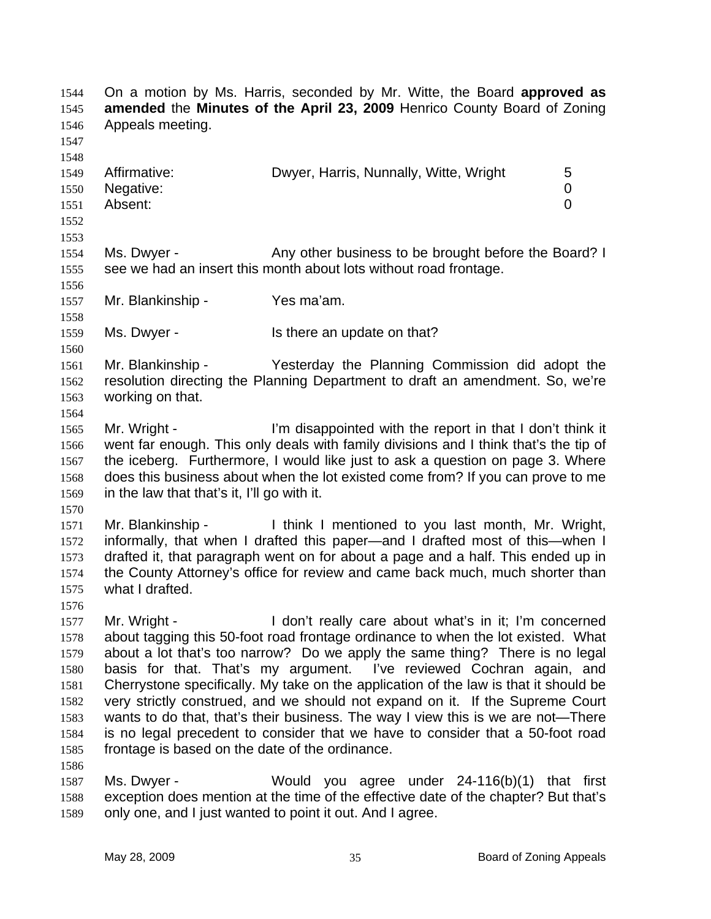On a motion by Ms. Harris, seconded by Mr. Witte, the Board **approved as amended** the **Minutes of the April 23, 2009** Henrico County Board of Zoning Appeals meeting.

| | | |
|---|---|---|
| Affirmative: | Dwyer, Harris, Nunnally, Witte, Wright | 5 |
| Negative: | | 0 |
| Absent: | | 0 |

Ms. Dwyer - Any other business to be brought before the Board? I see we had an insert this month about lots without road frontage.

Mr. Blankinship - Yes ma'am.

Ms. Dwyer - Is there an update on that?

Mr. Blankinship - Yesterday the Planning Commission did adopt the resolution directing the Planning Department to draft an amendment. So, we're working on that.

Mr. Wright - I'm disappointed with the report in that I don't think it went far enough. This only deals with family divisions and I think that's the tip of the iceberg. Furthermore, I would like just to ask a question on page 3. Where does this business about when the lot existed come from? If you can prove to me in the law that that's it, I'll go with it.

Mr. Blankinship - I think I mentioned to you last month, Mr. Wright, informally, that when I drafted this paper—and I drafted most of this—when I drafted it, that paragraph went on for about a page and a half. This ended up in the County Attorney's office for review and came back much, much shorter than what I drafted.

Mr. Wright - I don't really care about what's in it; I'm concerned about tagging this 50-foot road frontage ordinance to when the lot existed. What about a lot that's too narrow? Do we apply the same thing? There is no legal basis for that. That's my argument. I've reviewed Cochran again, and Cherrystone specifically. My take on the application of the law is that it should be very strictly construed, and we should not expand on it. If the Supreme Court wants to do that, that's their business. The way I view this is we are not—There is no legal precedent to consider that we have to consider that a 50-foot road frontage is based on the date of the ordinance.

Ms. Dwyer - Would you agree under 24-116(b)(1) that first exception does mention at the time of the effective date of the chapter? But that's only one, and I just wanted to point it out. And I agree.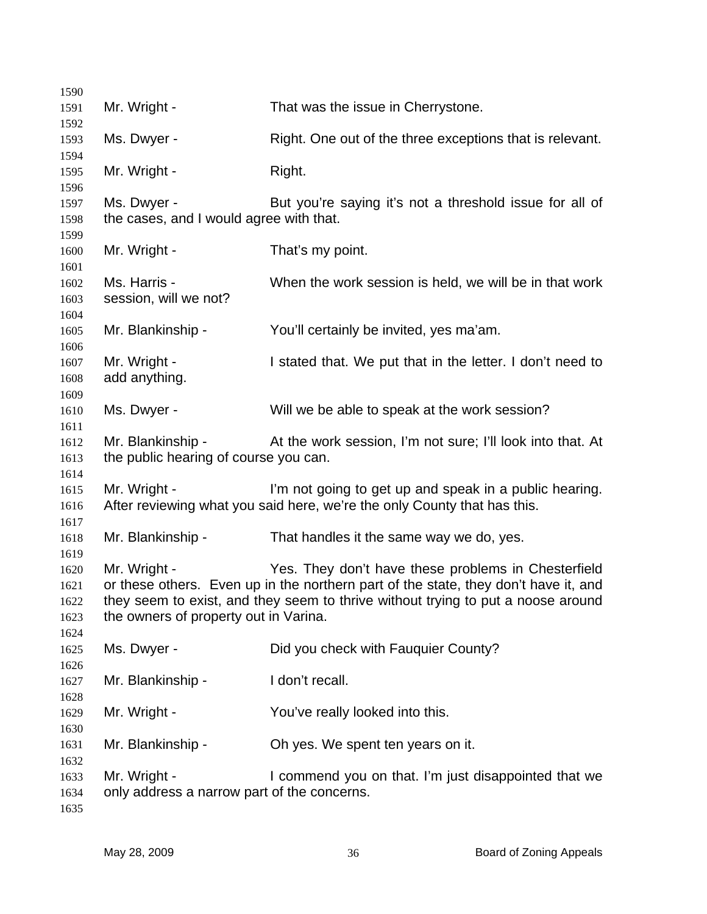Mr. Wright - That was the issue in Cherrystone.

Ms. Dwyer - Right. One out of the three exceptions that is relevant.

Mr. Wright - Right.

Ms. Dwyer - But you're saying it's not a threshold issue for all of the cases, and I would agree with that.

Mr. Wright - That's my point.

Ms. Harris - When the work session is held, we will be in that work session, will we not?

Mr. Blankinship - You'll certainly be invited, yes ma'am.

Mr. Wright - I stated that. We put that in the letter. I don't need to add anything.

Ms. Dwyer - Will we be able to speak at the work session?

Mr. Blankinship - At the work session, I'm not sure; I'll look into that. At the public hearing of course you can.

Mr. Wright - I'm not going to get up and speak in a public hearing. After reviewing what you said here, we're the only County that has this.

Mr. Blankinship - That handles it the same way we do, yes.

Mr. Wright - Yes. They don't have these problems in Chesterfield or these others. Even up in the northern part of the state, they don't have it, and they seem to exist, and they seem to thrive without trying to put a noose around the owners of property out in Varina.

Ms. Dwyer - Did you check with Fauquier County?

Mr. Blankinship - I don't recall.

Mr. Wright - You've really looked into this.

Mr. Blankinship - Oh yes. We spent ten years on it.

Mr. Wright - I commend you on that. I'm just disappointed that we only address a narrow part of the concerns.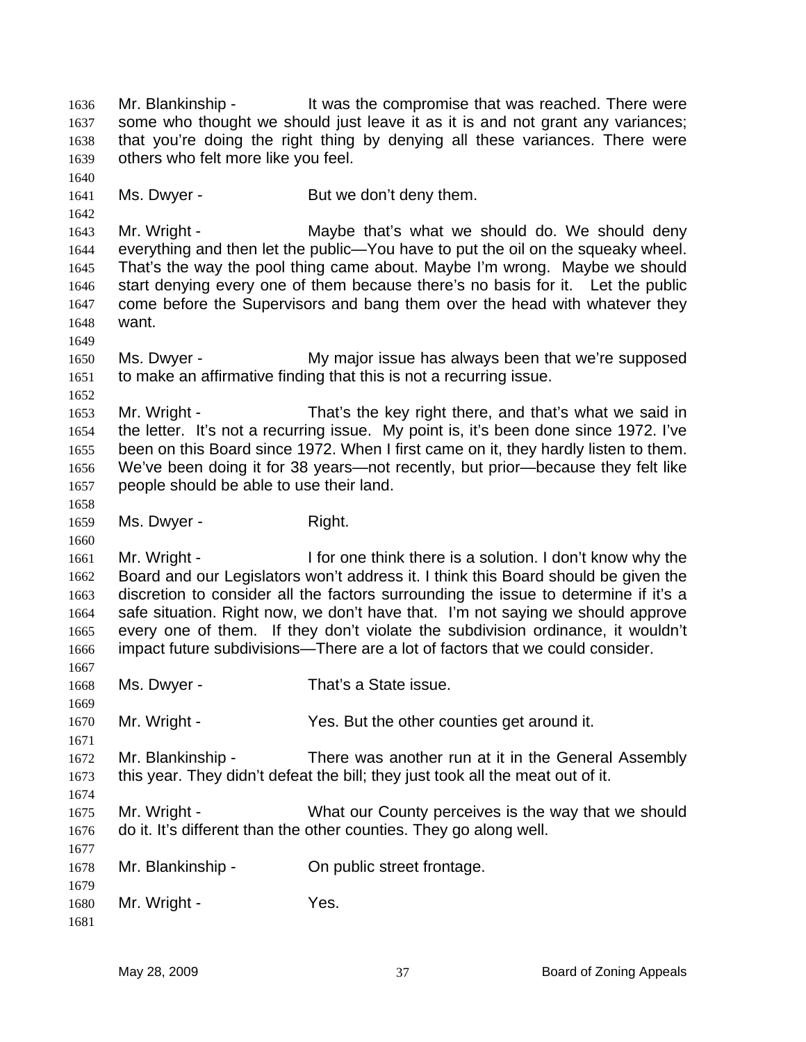Mr. Blankinship - It was the compromise that was reached. There were some who thought we should just leave it as it is and not grant any variances; that you're doing the right thing by denying all these variances. There were others who felt more like you feel.

Ms. Dwyer - But we don't deny them.

Mr. Wright - Maybe that's what we should do. We should deny everything and then let the public—You have to put the oil on the squeaky wheel. That's the way the pool thing came about. Maybe I'm wrong. Maybe we should start denying every one of them because there's no basis for it. Let the public come before the Supervisors and bang them over the head with whatever they want.

Ms. Dwyer - My major issue has always been that we're supposed to make an affirmative finding that this is not a recurring issue.

Mr. Wright - That's the key right there, and that's what we said in the letter. It's not a recurring issue. My point is, it's been done since 1972. I've been on this Board since 1972. When I first came on it, they hardly listen to them. We've been doing it for 38 years—not recently, but prior—because they felt like people should be able to use their land.

Ms. Dwyer - Right.

Mr. Wright - I for one think there is a solution. I don't know why the Board and our Legislators won't address it. I think this Board should be given the discretion to consider all the factors surrounding the issue to determine if it's a safe situation. Right now, we don't have that. I'm not saying we should approve every one of them. If they don't violate the subdivision ordinance, it wouldn't impact future subdivisions—There are a lot of factors that we could consider.

Ms. Dwyer - That's a State issue.

Mr. Wright - Yes. But the other counties get around it.

Mr. Blankinship - There was another run at it in the General Assembly this year. They didn't defeat the bill; they just took all the meat out of it.

Mr. Wright - What our County perceives is the way that we should do it. It's different than the other counties. They go along well.

Mr. Blankinship - On public street frontage.

Mr. Wright - Yes.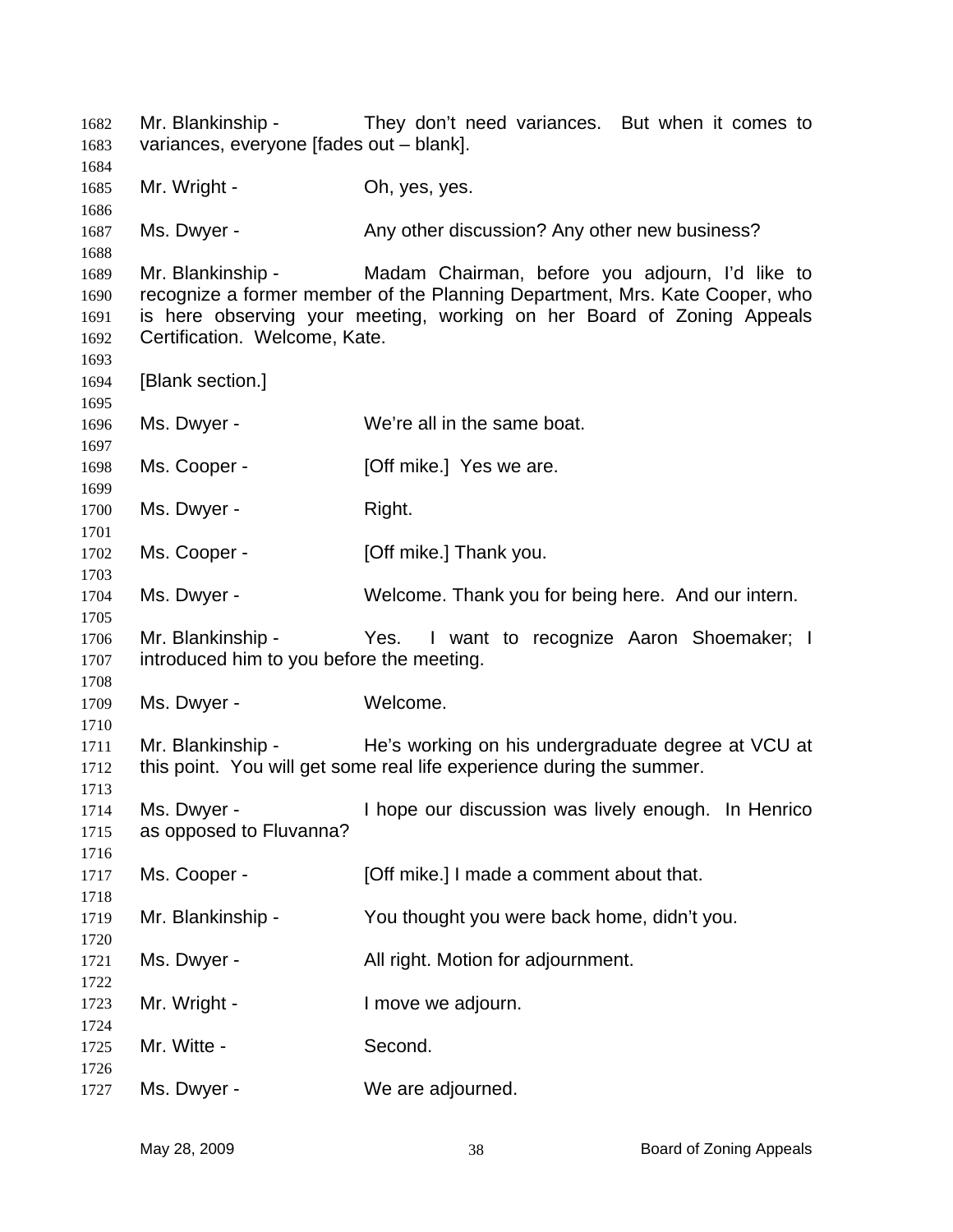Mr. Blankinship - They don't need variances. But when it comes to variances, everyone [fades out – blank].

Mr. Wright - Oh, yes, yes.

Ms. Dwyer - Any other discussion? Any other new business?

Mr. Blankinship - Madam Chairman, before you adjourn, I'd like to recognize a former member of the Planning Department, Mrs. Kate Cooper, who is here observing your meeting, working on her Board of Zoning Appeals Certification. Welcome, Kate.

[Blank section.]

Ms. Dwyer - We're all in the same boat.

Ms. Cooper - [Off mike.] Yes we are.

Ms. Dwyer - Right.

Ms. Cooper - [Off mike.] Thank you.

Ms. Dwyer - Welcome. Thank you for being here. And our intern.

Mr. Blankinship - Yes. I want to recognize Aaron Shoemaker; I introduced him to you before the meeting.

Ms. Dwyer - Welcome.

Mr. Blankinship - He's working on his undergraduate degree at VCU at this point. You will get some real life experience during the summer.

Ms. Dwyer - I hope our discussion was lively enough. In Henrico as opposed to Fluvanna?

Ms. Cooper - [Off mike.] I made a comment about that.

Mr. Blankinship - You thought you were back home, didn't you.

Ms. Dwyer - All right. Motion for adjournment.

Mr. Wright - I move we adjourn.

Mr. Witte - Second.

Ms. Dwyer - We are adjourned.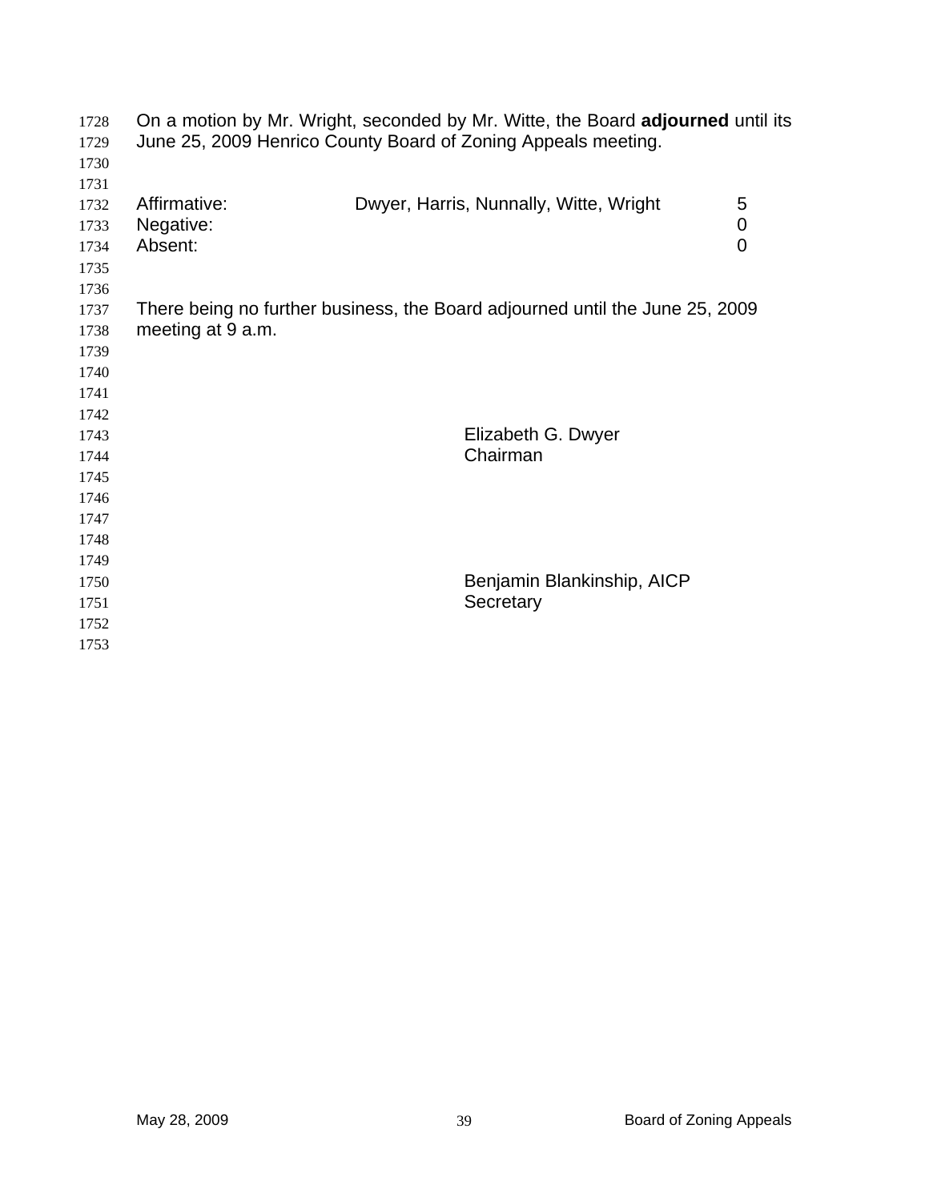On a motion by Mr. Wright, seconded by Mr. Witte, the Board **adjourned** until its June 25, 2009 Henrico County Board of Zoning Appeals meeting.

| | | |
|---|---|---|
| Affirmative: | Dwyer, Harris, Nunnally, Witte, Wright | 5 |
| Negative: | | 0 |
| Absent: | | 0 |

There being no further business, the Board adjourned until the June 25, 2009 meeting at 9 a.m.

Elizabeth G. Dwyer
Chairman

Benjamin Blankinship, AICP
Secretary